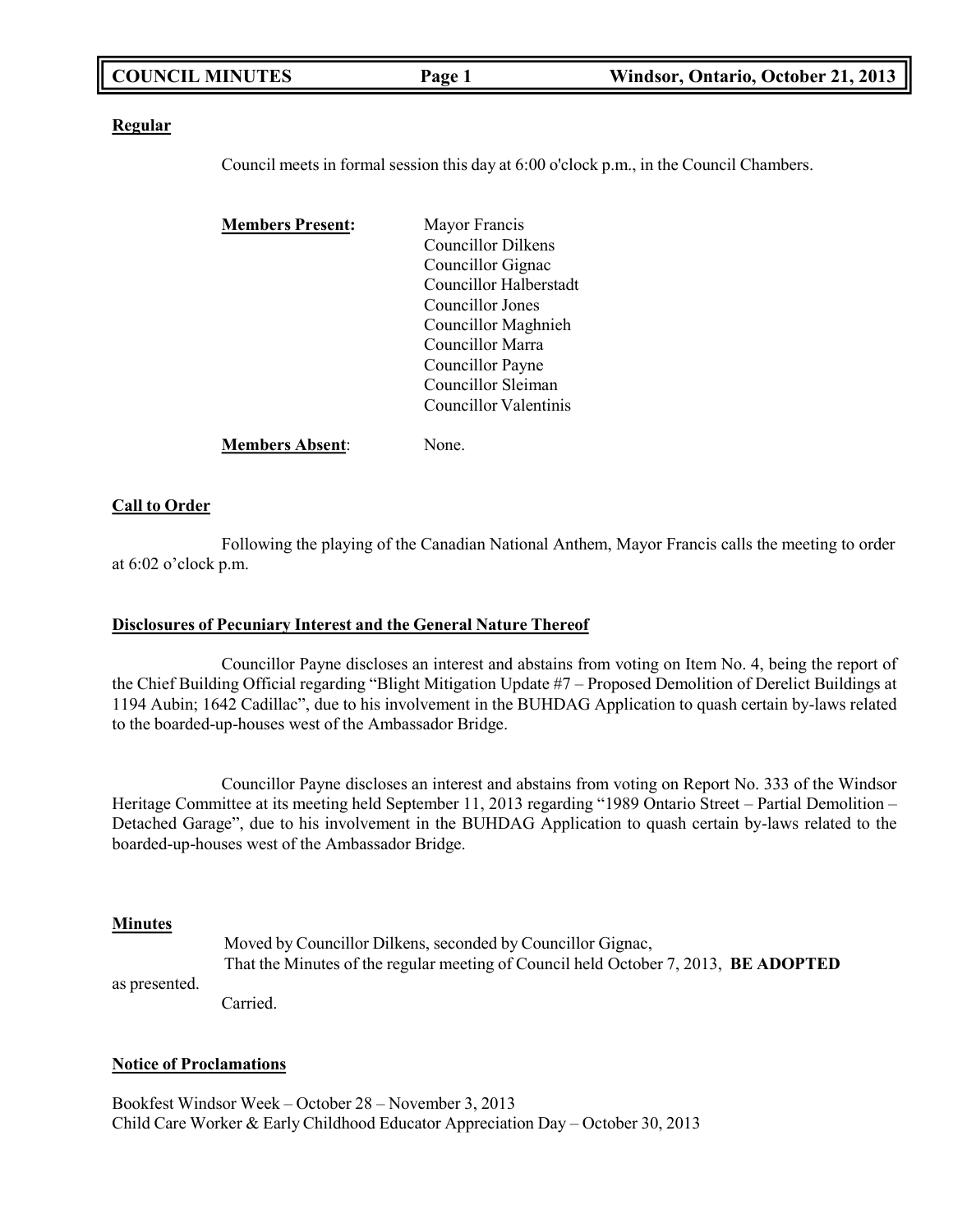**COUNCIL MINUTES**

**Windsor, Ontario, October 21, 2013**

**Regular**

Council meets in formal session this day at 6:00 o'clock p.m., in the Council Chambers.

**Members Present:**

Mayor Francis
Councillor Dilkens
Councillor Gignac
Councillor Halberstadt
Councillor Jones
Councillor Maghnieh
Councillor Marra
Councillor Payne
Councillor Sleiman
Councillor Valentinis

**Members Absent**: None.

**Call to Order**

Following the playing of the Canadian National Anthem, Mayor Francis calls the meeting to order at 6:02 o'clock p.m.

**Disclosures of Pecuniary Interest and the General Nature Thereof**

Councillor Payne discloses an interest and abstains from voting on Item No. 4, being the report of the Chief Building Official regarding "Blight Mitigation Update #7 – Proposed Demolition of Derelict Buildings at 1194 Aubin; 1642 Cadillac", due to his involvement in the BUHDAG Application to quash certain by-laws related to the boarded-up-houses west of the Ambassador Bridge.

Councillor Payne discloses an interest and abstains from voting on Report No. 333 of the Windsor Heritage Committee at its meeting held September 11, 2013 regarding "1989 Ontario Street – Partial Demolition – Detached Garage", due to his involvement in the BUHDAG Application to quash certain by-laws related to the boarded-up-houses west of the Ambassador Bridge.

**Minutes**

Moved by Councillor Dilkens, seconded by Councillor Gignac,
That the Minutes of the regular meeting of Council held October 7, 2013, **BE ADOPTED** as presented.
Carried.

**Notice of Proclamations**

Bookfest Windsor Week – October 28 – November 3, 2013
Child Care Worker & Early Childhood Educator Appreciation Day – October 30, 2013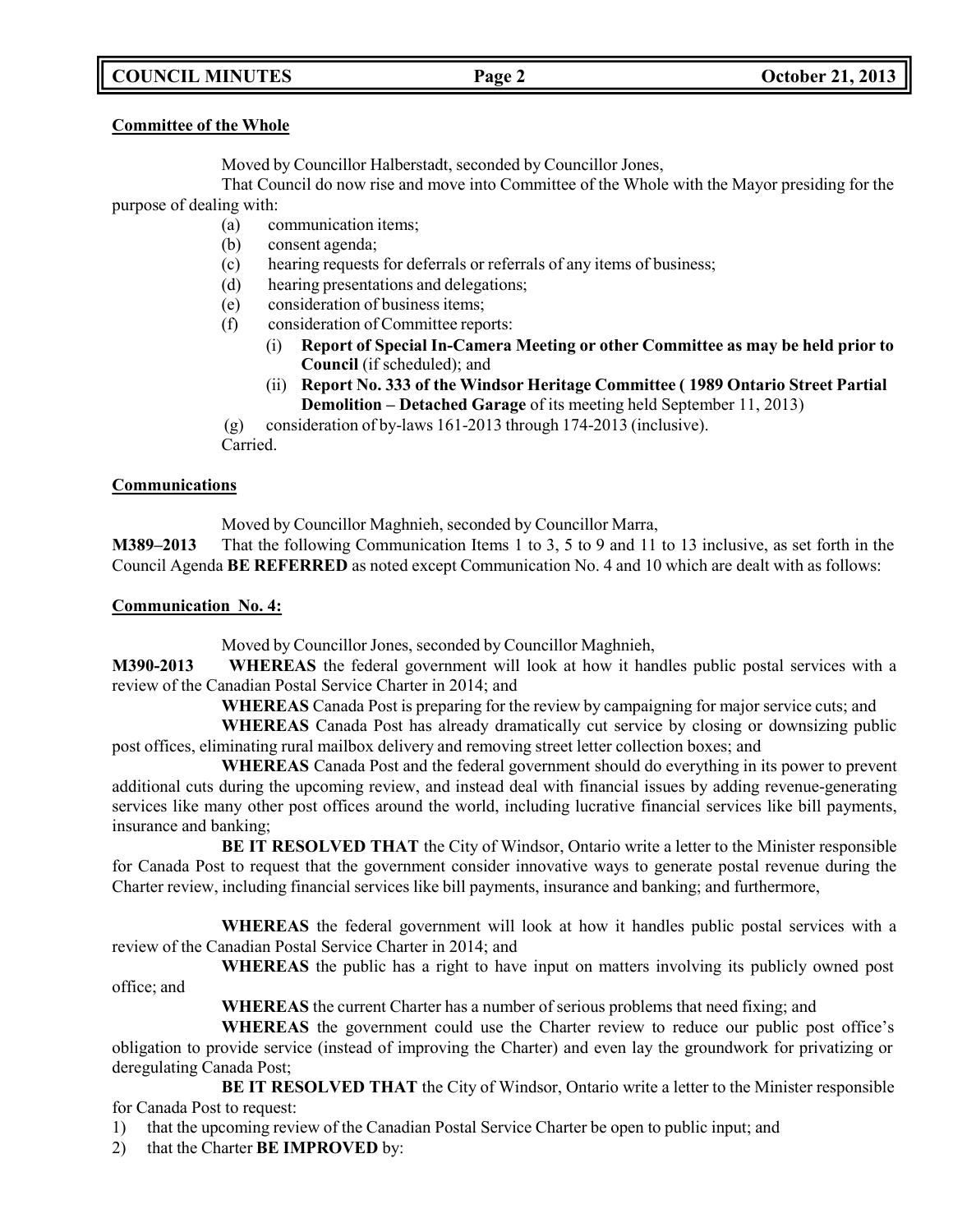**Committee of the Whole**

Moved by Councillor Halberstadt, seconded by Councillor Jones,

That Council do now rise and move into Committee of the Whole with the Mayor presiding for the purpose of dealing with:

- (a) communication items;
- (b) consent agenda;
- (c) hearing requests for deferrals or referrals of any items of business;
- (d) hearing presentations and delegations;
- (e) consideration of business items;
- (f) consideration of Committee reports:
  - (i) **Report of Special In-Camera Meeting or other Committee as may be held prior to Council** (if scheduled); and
  - (ii) **Report No. 333 of the Windsor Heritage Committee ( 1989 Ontario Street Partial Demolition – Detached Garage** of its meeting held September 11, 2013)
- (g) consideration of by-laws 161-2013 through 174-2013 (inclusive).

Carried.

**Communications**

Moved by Councillor Maghnieh, seconded by Councillor Marra,

**M389–2013** That the following Communication Items 1 to 3, 5 to 9 and 11 to 13 inclusive, as set forth in the Council Agenda **BE REFERRED** as noted except Communication No. 4 and 10 which are dealt with as follows:

**Communication No. 4:**

Moved by Councillor Jones, seconded by Councillor Maghnieh,

**M390-2013** **WHEREAS** the federal government will look at how it handles public postal services with a review of the Canadian Postal Service Charter in 2014; and

**WHEREAS** Canada Post is preparing for the review by campaigning for major service cuts; and

**WHEREAS** Canada Post has already dramatically cut service by closing or downsizing public post offices, eliminating rural mailbox delivery and removing street letter collection boxes; and

**WHEREAS** Canada Post and the federal government should do everything in its power to prevent additional cuts during the upcoming review, and instead deal with financial issues by adding revenue-generating services like many other post offices around the world, including lucrative financial services like bill payments, insurance and banking;

**BE IT RESOLVED THAT** the City of Windsor, Ontario write a letter to the Minister responsible for Canada Post to request that the government consider innovative ways to generate postal revenue during the Charter review, including financial services like bill payments, insurance and banking; and furthermore,

**WHEREAS** the federal government will look at how it handles public postal services with a review of the Canadian Postal Service Charter in 2014; and

**WHEREAS** the public has a right to have input on matters involving its publicly owned post office; and

**WHEREAS** the current Charter has a number of serious problems that need fixing; and

**WHEREAS** the government could use the Charter review to reduce our public post office's obligation to provide service (instead of improving the Charter) and even lay the groundwork for privatizing or deregulating Canada Post;

**BE IT RESOLVED THAT** the City of Windsor, Ontario write a letter to the Minister responsible for Canada Post to request:

1) that the upcoming review of the Canadian Postal Service Charter be open to public input; and
2) that the Charter **BE IMPROVED** by: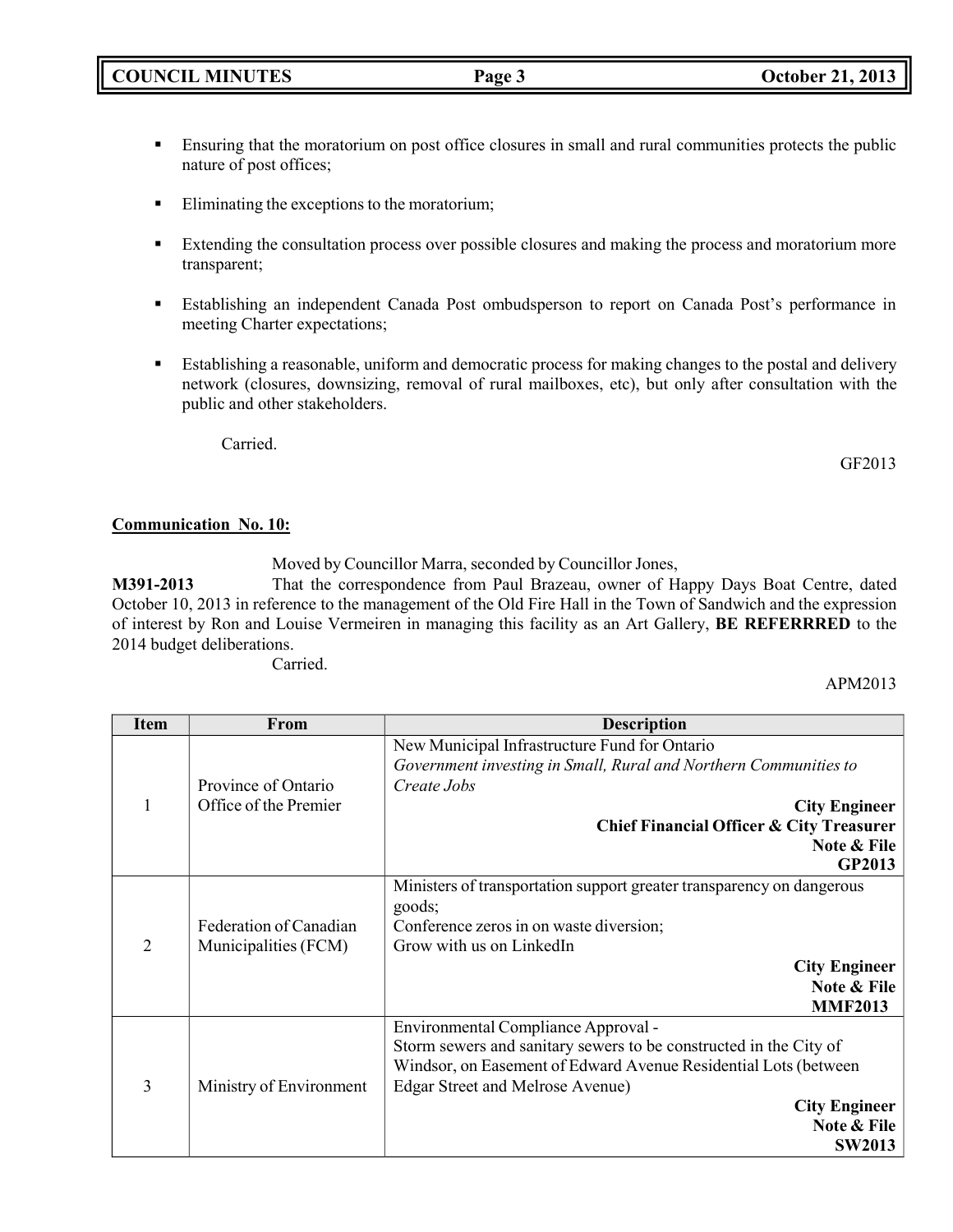- Ensuring that the moratorium on post office closures in small and rural communities protects the public nature of post offices;
- Eliminating the exceptions to the moratorium;
- Extending the consultation process over possible closures and making the process and moratorium more transparent;
- Establishing an independent Canada Post ombudsperson to report on Canada Post's performance in meeting Charter expectations;
- Establishing a reasonable, uniform and democratic process for making changes to the postal and delivery network (closures, downsizing, removal of rural mailboxes, etc), but only after consultation with the public and other stakeholders.

Carried.

GF2013

**Communication No. 10:**

Moved by Councillor Marra, seconded by Councillor Jones,

**M391-2013** That the correspondence from Paul Brazeau, owner of Happy Days Boat Centre, dated October 10, 2013 in reference to the management of the Old Fire Hall in the Town of Sandwich and the expression of interest by Ron and Louise Vermeiren in managing this facility as an Art Gallery, **BE REFERRRED** to the 2014 budget deliberations.

Carried.

APM2013

| Item | From | Description |
|---|---|---|
| 1 | Province of Ontario Office of the Premier | New Municipal Infrastructure Fund for Ontario<br>*Government investing in Small, Rural and Northern Communities to Create Jobs*<br>**City Engineer**<br>**Chief Financial Officer & City Treasurer**<br>**Note & File**<br>**GP2013** |
| 2 | Federation of Canadian Municipalities (FCM) | Ministers of transportation support greater transparency on dangerous goods;<br>Conference zeros in on waste diversion;<br>Grow with us on LinkedIn<br>**City Engineer**<br>**Note & File**<br>**MMF2013** |
| 3 | Ministry of Environment | Environmental Compliance Approval -<br>Storm sewers and sanitary sewers to be constructed in the City of Windsor, on Easement of Edward Avenue Residential Lots (between Edgar Street and Melrose Avenue)<br>**City Engineer**<br>**Note & File**<br>**SW2013** |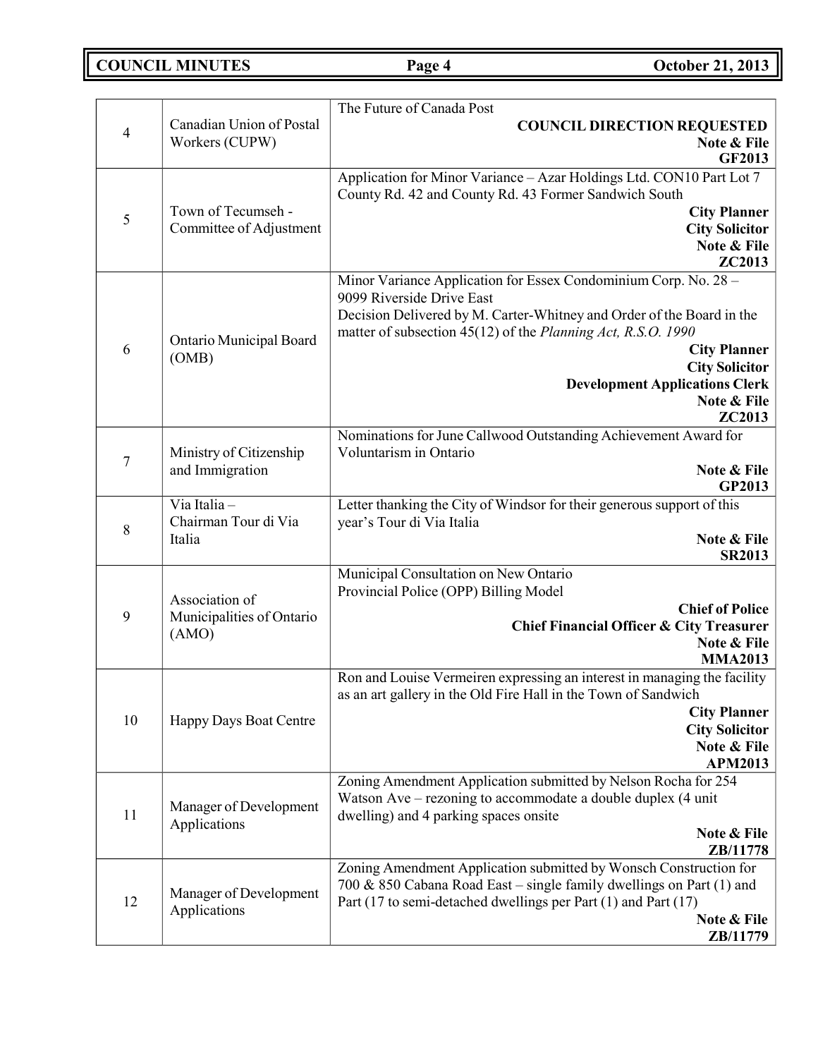| | | |
|---|---|---|
| 4 | Canadian Union of Postal Workers (CUPW) | The Future of Canada Post<br>**COUNCIL DIRECTION REQUESTED**<br>**Note & File**<br>**GF2013** |
| 5 | Town of Tecumseh - Committee of Adjustment | Application for Minor Variance – Azar Holdings Ltd. CON10 Part Lot 7 County Rd. 42 and County Rd. 43 Former Sandwich South<br>**City Planner**<br>**City Solicitor**<br>**Note & File**<br>**ZC2013** |
| 6 | Ontario Municipal Board (OMB) | Minor Variance Application for Essex Condominium Corp. No. 28 – 9099 Riverside Drive East<br>Decision Delivered by M. Carter-Whitney and Order of the Board in the matter of subsection 45(12) of the *Planning Act, R.S.O. 1990*<br>**City Planner**<br>**City Solicitor**<br>**Development Applications Clerk**<br>**Note & File**<br>**ZC2013** |
| 7 | Ministry of Citizenship and Immigration | Nominations for June Callwood Outstanding Achievement Award for Voluntarism in Ontario<br>**Note & File**<br>**GP2013** |
| 8 | Via Italia – Chairman Tour di Via Italia | Letter thanking the City of Windsor for their generous support of this year's Tour di Via Italia<br>**Note & File**<br>**SR2013** |
| 9 | Association of Municipalities of Ontario (AMO) | Municipal Consultation on New Ontario Provincial Police (OPP) Billing Model<br>**Chief of Police**<br>**Chief Financial Officer & City Treasurer**<br>**Note & File**<br>**MMA2013** |
| 10 | Happy Days Boat Centre | Ron and Louise Vermeiren expressing an interest in managing the facility as an art gallery in the Old Fire Hall in the Town of Sandwich<br>**City Planner**<br>**City Solicitor**<br>**Note & File**<br>**APM2013** |
| 11 | Manager of Development Applications | Zoning Amendment Application submitted by Nelson Rocha for 254 Watson Ave – rezoning to accommodate a double duplex (4 unit dwelling) and 4 parking spaces onsite<br>**Note & File**<br>**ZB/11778** |
| 12 | Manager of Development Applications | Zoning Amendment Application submitted by Wonsch Construction for 700 & 850 Cabana Road East – single family dwellings on Part (1) and Part (17 to semi-detached dwellings per Part (1) and Part (17)<br>**Note & File**<br>**ZB/11779** |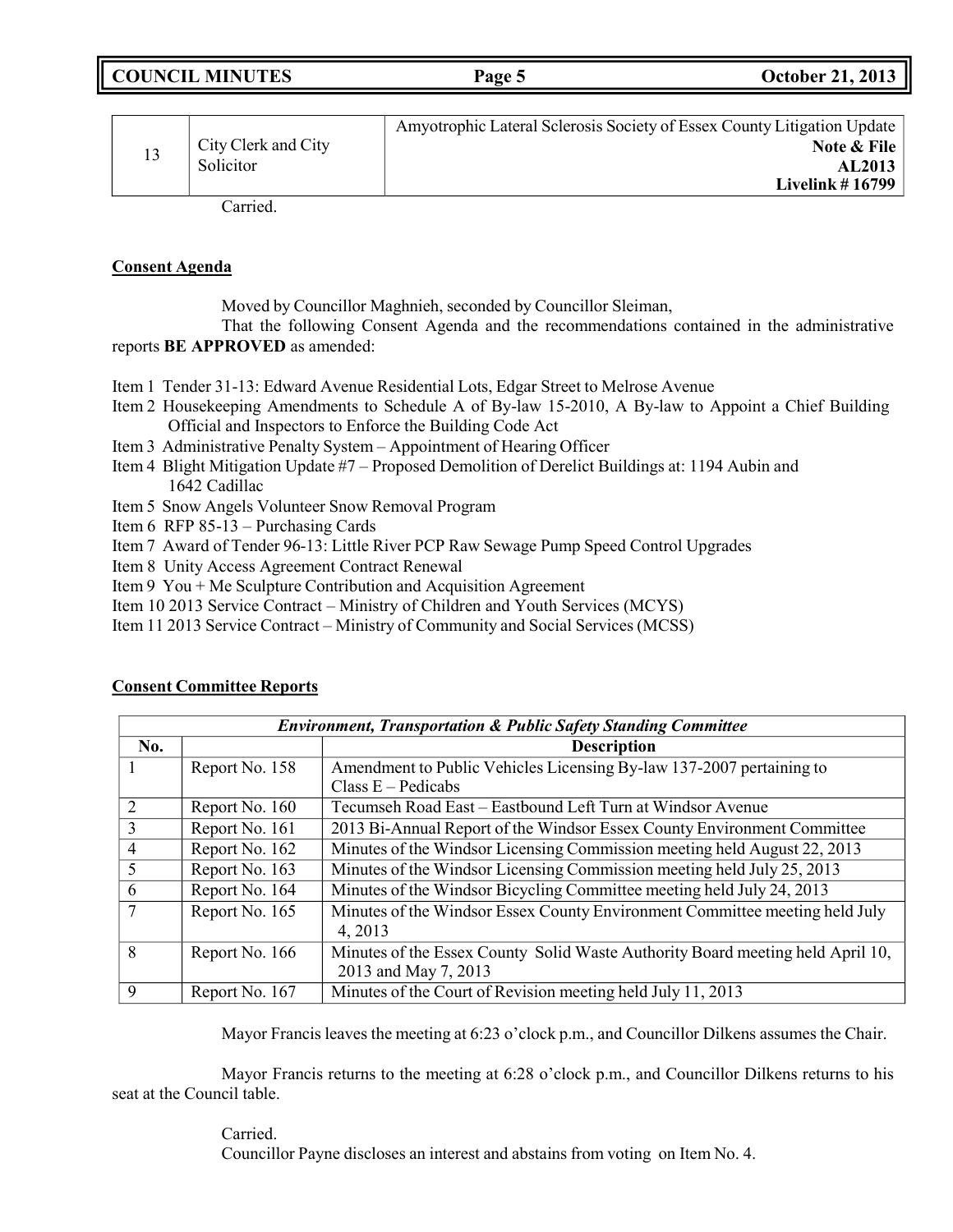| 13 | City Clerk and City Solicitor | Amyotrophic Lateral Sclerosis Society of Essex County Litigation Update **Note & File** **AL2013** **Livelink # 16799** |
|---|---|---|

Carried.

**Consent Agenda**

Moved by Councillor Maghnieh, seconded by Councillor Sleiman,

That the following Consent Agenda and the recommendations contained in the administrative reports **BE APPROVED** as amended:

Item 1 Tender 31-13: Edward Avenue Residential Lots, Edgar Street to Melrose Avenue
Item 2 Housekeeping Amendments to Schedule A of By-law 15-2010, A By-law to Appoint a Chief Building Official and Inspectors to Enforce the Building Code Act
Item 3 Administrative Penalty System – Appointment of Hearing Officer
Item 4 Blight Mitigation Update #7 – Proposed Demolition of Derelict Buildings at: 1194 Aubin and 1642 Cadillac
Item 5 Snow Angels Volunteer Snow Removal Program
Item 6 RFP 85-13 – Purchasing Cards
Item 7 Award of Tender 96-13: Little River PCP Raw Sewage Pump Speed Control Upgrades
Item 8 Unity Access Agreement Contract Renewal
Item 9 You + Me Sculpture Contribution and Acquisition Agreement
Item 10 2013 Service Contract – Ministry of Children and Youth Services (MCYS)
Item 11 2013 Service Contract – Ministry of Community and Social Services (MCSS)

**Consent Committee Reports**

| ***Environment, Transportation & Public Safety Standing Committee*** | | |
|---|---|---|
| **No.** | | **Description** |
| 1 | Report No. 158 | Amendment to Public Vehicles Licensing By-law 137-2007 pertaining to Class E – Pedicabs |
| 2 | Report No. 160 | Tecumseh Road East – Eastbound Left Turn at Windsor Avenue |
| 3 | Report No. 161 | 2013 Bi-Annual Report of the Windsor Essex County Environment Committee |
| 4 | Report No. 162 | Minutes of the Windsor Licensing Commission meeting held August 22, 2013 |
| 5 | Report No. 163 | Minutes of the Windsor Licensing Commission meeting held July 25, 2013 |
| 6 | Report No. 164 | Minutes of the Windsor Bicycling Committee meeting held July 24, 2013 |
| 7 | Report No. 165 | Minutes of the Windsor Essex County Environment Committee meeting held July 4, 2013 |
| 8 | Report No. 166 | Minutes of the Essex County Solid Waste Authority Board meeting held April 10, 2013 and May 7, 2013 |
| 9 | Report No. 167 | Minutes of the Court of Revision meeting held July 11, 2013 |

Mayor Francis leaves the meeting at 6:23 o'clock p.m., and Councillor Dilkens assumes the Chair.

Mayor Francis returns to the meeting at 6:28 o'clock p.m., and Councillor Dilkens returns to his seat at the Council table.

Carried.
Councillor Payne discloses an interest and abstains from voting on Item No. 4.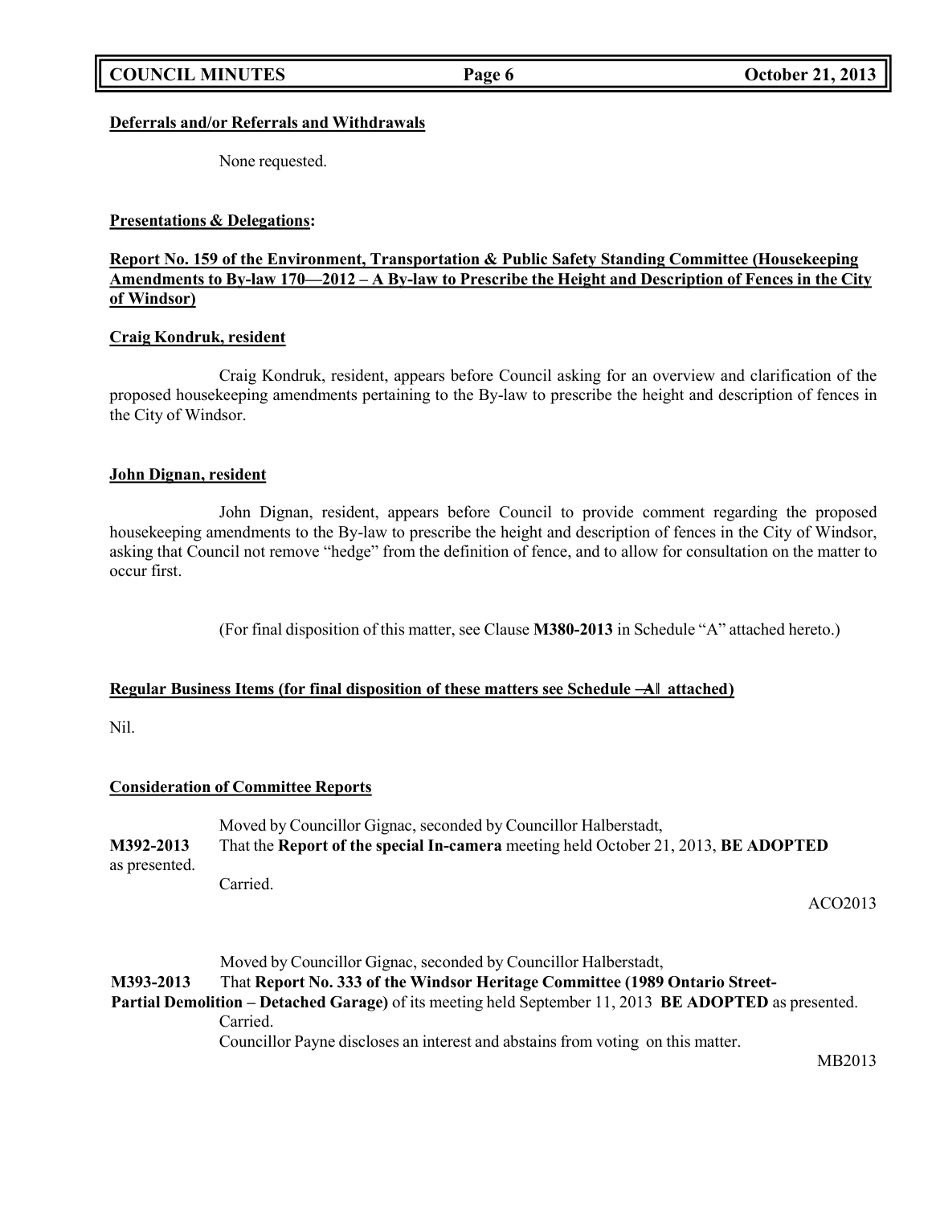**Deferrals and/or Referrals and Withdrawals**

None requested.

**Presentations & Delegations:**

**Report No. 159 of the Environment, Transportation & Public Safety Standing Committee (Housekeeping Amendments to By-law 170—2012 – A By-law to Prescribe the Height and Description of Fences in the City of Windsor)**

**Craig Kondruk, resident**

Craig Kondruk, resident, appears before Council asking for an overview and clarification of the proposed housekeeping amendments pertaining to the By-law to prescribe the height and description of fences in the City of Windsor.

**John Dignan, resident**

John Dignan, resident, appears before Council to provide comment regarding the proposed housekeeping amendments to the By-law to prescribe the height and description of fences in the City of Windsor, asking that Council not remove "hedge" from the definition of fence, and to allow for consultation on the matter to occur first.

(For final disposition of this matter, see Clause **M380-2013** in Schedule "A" attached hereto.)

**Regular Business Items (for final disposition of these matters see Schedule ―A‖ attached)**

Nil.

**Consideration of Committee Reports**

Moved by Councillor Gignac, seconded by Councillor Halberstadt,

**M392-2013** That the **Report of the special In-camera** meeting held October 21, 2013, **BE ADOPTED** as presented.

Carried.

ACO2013

Moved by Councillor Gignac, seconded by Councillor Halberstadt,

**M393-2013** That **Report No. 333 of the Windsor Heritage Committee (1989 Ontario Street-Partial Demolition – Detached Garage)** of its meeting held September 11, 2013 **BE ADOPTED** as presented.

Carried.

Councillor Payne discloses an interest and abstains from voting on this matter.

MB2013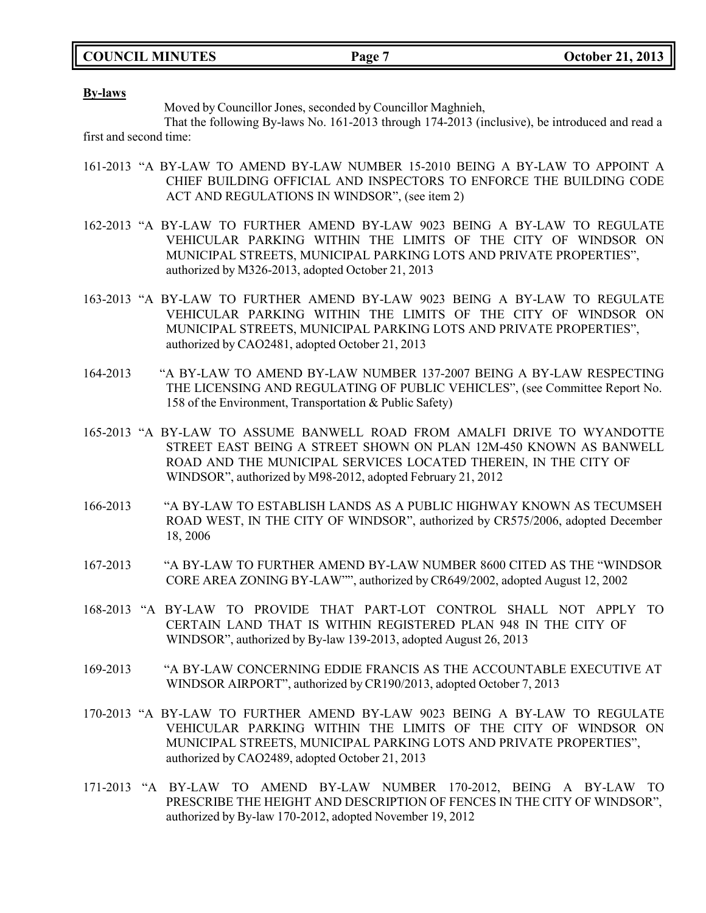**By-laws**

Moved by Councillor Jones, seconded by Councillor Maghnieh,

That the following By-laws No. 161-2013 through 174-2013 (inclusive), be introduced and read a first and second time:

161-2013 "A BY-LAW TO AMEND BY-LAW NUMBER 15-2010 BEING A BY-LAW TO APPOINT A CHIEF BUILDING OFFICIAL AND INSPECTORS TO ENFORCE THE BUILDING CODE ACT AND REGULATIONS IN WINDSOR", (see item 2)

162-2013 "A BY-LAW TO FURTHER AMEND BY-LAW 9023 BEING A BY-LAW TO REGULATE VEHICULAR PARKING WITHIN THE LIMITS OF THE CITY OF WINDSOR ON MUNICIPAL STREETS, MUNICIPAL PARKING LOTS AND PRIVATE PROPERTIES", authorized by M326-2013, adopted October 21, 2013

163-2013 "A BY-LAW TO FURTHER AMEND BY-LAW 9023 BEING A BY-LAW TO REGULATE VEHICULAR PARKING WITHIN THE LIMITS OF THE CITY OF WINDSOR ON MUNICIPAL STREETS, MUNICIPAL PARKING LOTS AND PRIVATE PROPERTIES", authorized by CAO2481, adopted October 21, 2013

164-2013 "A BY-LAW TO AMEND BY-LAW NUMBER 137-2007 BEING A BY-LAW RESPECTING THE LICENSING AND REGULATING OF PUBLIC VEHICLES", (see Committee Report No. 158 of the Environment, Transportation & Public Safety)

165-2013 "A BY-LAW TO ASSUME BANWELL ROAD FROM AMALFI DRIVE TO WYANDOTTE STREET EAST BEING A STREET SHOWN ON PLAN 12M-450 KNOWN AS BANWELL ROAD AND THE MUNICIPAL SERVICES LOCATED THEREIN, IN THE CITY OF WINDSOR", authorized by M98-2012, adopted February 21, 2012

166-2013 "A BY-LAW TO ESTABLISH LANDS AS A PUBLIC HIGHWAY KNOWN AS TECUMSEH ROAD WEST, IN THE CITY OF WINDSOR", authorized by CR575/2006, adopted December 18, 2006

167-2013 "A BY-LAW TO FURTHER AMEND BY-LAW NUMBER 8600 CITED AS THE "WINDSOR CORE AREA ZONING BY-LAW"", authorized by CR649/2002, adopted August 12, 2002

168-2013 "A BY-LAW TO PROVIDE THAT PART-LOT CONTROL SHALL NOT APPLY TO CERTAIN LAND THAT IS WITHIN REGISTERED PLAN 948 IN THE CITY OF WINDSOR", authorized by By-law 139-2013, adopted August 26, 2013

169-2013 "A BY-LAW CONCERNING EDDIE FRANCIS AS THE ACCOUNTABLE EXECUTIVE AT WINDSOR AIRPORT", authorized by CR190/2013, adopted October 7, 2013

170-2013 "A BY-LAW TO FURTHER AMEND BY-LAW 9023 BEING A BY-LAW TO REGULATE VEHICULAR PARKING WITHIN THE LIMITS OF THE CITY OF WINDSOR ON MUNICIPAL STREETS, MUNICIPAL PARKING LOTS AND PRIVATE PROPERTIES", authorized by CAO2489, adopted October 21, 2013

171-2013 "A BY-LAW TO AMEND BY-LAW NUMBER 170-2012, BEING A BY-LAW TO PRESCRIBE THE HEIGHT AND DESCRIPTION OF FENCES IN THE CITY OF WINDSOR", authorized by By-law 170-2012, adopted November 19, 2012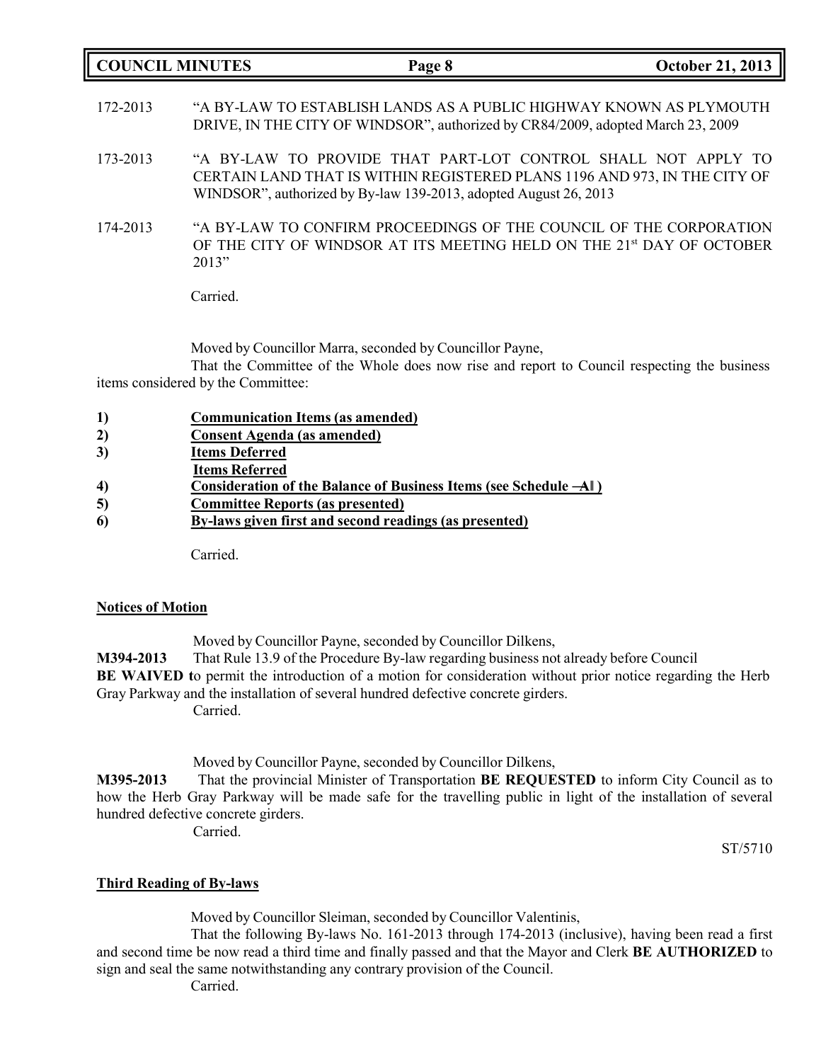172-2013 "A BY-LAW TO ESTABLISH LANDS AS A PUBLIC HIGHWAY KNOWN AS PLYMOUTH DRIVE, IN THE CITY OF WINDSOR", authorized by CR84/2009, adopted March 23, 2009

173-2013 "A BY-LAW TO PROVIDE THAT PART-LOT CONTROL SHALL NOT APPLY TO CERTAIN LAND THAT IS WITHIN REGISTERED PLANS 1196 AND 973, IN THE CITY OF WINDSOR", authorized by By-law 139-2013, adopted August 26, 2013

174-2013 "A BY-LAW TO CONFIRM PROCEEDINGS OF THE COUNCIL OF THE CORPORATION OF THE CITY OF WINDSOR AT ITS MEETING HELD ON THE 21st DAY OF OCTOBER 2013"

Carried.

Moved by Councillor Marra, seconded by Councillor Payne,

That the Committee of the Whole does now rise and report to Council respecting the business items considered by the Committee:

1) **Communication Items (as amended)**
2) **Consent Agenda (as amended)**
3) **Items Deferred**
   **Items Referred**
4) **Consideration of the Balance of Business Items (see Schedule ―A‖)**
5) **Committee Reports (as presented)**
6) **By-laws given first and second readings (as presented)**

Carried.

## Notices of Motion

Moved by Councillor Payne, seconded by Councillor Dilkens,

**M394-2013** That Rule 13.9 of the Procedure By-law regarding business not already before Council **BE WAIVED t**o permit the introduction of a motion for consideration without prior notice regarding the Herb Gray Parkway and the installation of several hundred defective concrete girders.

Carried.

Moved by Councillor Payne, seconded by Councillor Dilkens,

**M395-2013** That the provincial Minister of Transportation **BE REQUESTED** to inform City Council as to how the Herb Gray Parkway will be made safe for the travelling public in light of the installation of several hundred defective concrete girders.

Carried.

ST/5710

## Third Reading of By-laws

Moved by Councillor Sleiman, seconded by Councillor Valentinis,

That the following By-laws No. 161-2013 through 174-2013 (inclusive), having been read a first and second time be now read a third time and finally passed and that the Mayor and Clerk **BE AUTHORIZED** to sign and seal the same notwithstanding any contrary provision of the Council.

Carried.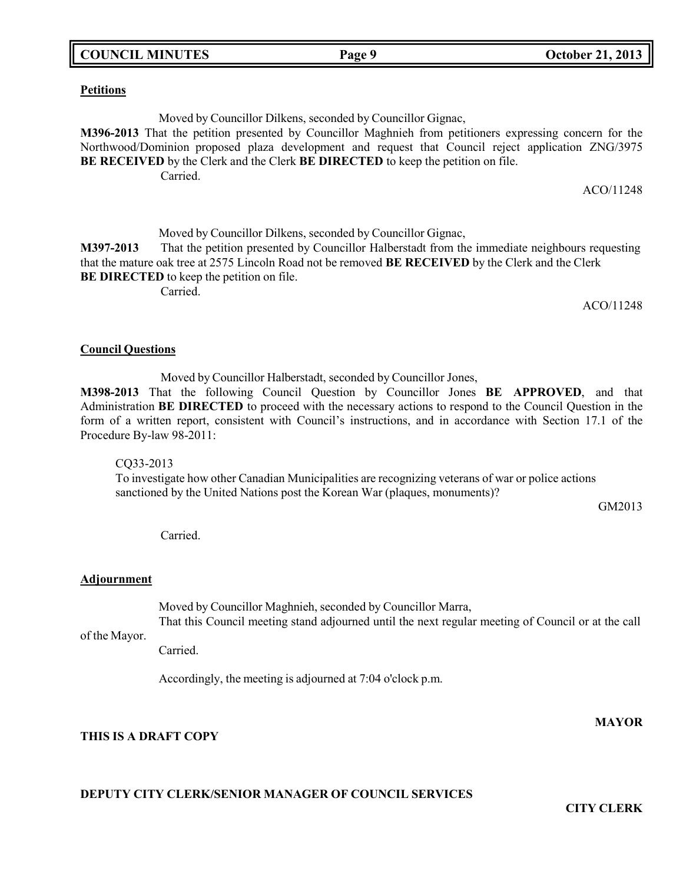**Petitions**

Moved by Councillor Dilkens, seconded by Councillor Gignac,

**M396-2013** That the petition presented by Councillor Maghnieh from petitioners expressing concern for the Northwood/Dominion proposed plaza development and request that Council reject application ZNG/3975 **BE RECEIVED** by the Clerk and the Clerk **BE DIRECTED** to keep the petition on file.

Carried.

ACO/11248

Moved by Councillor Dilkens, seconded by Councillor Gignac,

**M397-2013** That the petition presented by Councillor Halberstadt from the immediate neighbours requesting that the mature oak tree at 2575 Lincoln Road not be removed **BE RECEIVED** by the Clerk and the Clerk **BE DIRECTED** to keep the petition on file.

Carried.

ACO/11248

**Council Questions**

Moved by Councillor Halberstadt, seconded by Councillor Jones,

**M398-2013** That the following Council Question by Councillor Jones **BE APPROVED**, and that Administration **BE DIRECTED** to proceed with the necessary actions to respond to the Council Question in the form of a written report, consistent with Council's instructions, and in accordance with Section 17.1 of the Procedure By-law 98-2011:

CQ33-2013
To investigate how other Canadian Municipalities are recognizing veterans of war or police actions sanctioned by the United Nations post the Korean War (plaques, monuments)?

GM2013

Carried.

**Adjournment**

Moved by Councillor Maghnieh, seconded by Councillor Marra,

That this Council meeting stand adjourned until the next regular meeting of Council or at the call of the Mayor.

Carried.

Accordingly, the meeting is adjourned at 7:04 o'clock p.m.

**MAYOR**

**THIS IS A DRAFT COPY**

**DEPUTY CITY CLERK/SENIOR MANAGER OF COUNCIL SERVICES**

**CITY CLERK**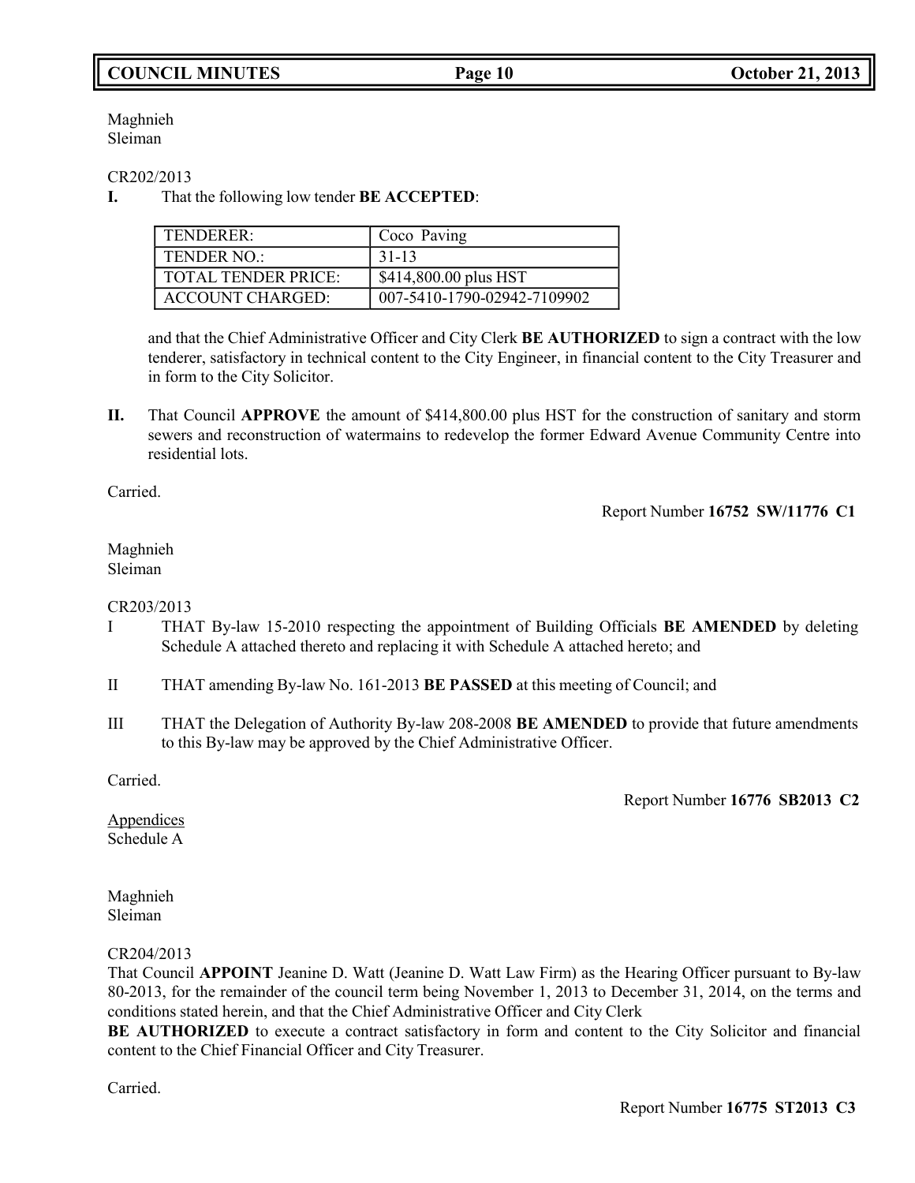Maghnieh
Sleiman

CR202/2013

**I.** That the following low tender **BE ACCEPTED**:

| TENDERER: | Coco Paving |
|---|---|
| TENDER NO.: | 31-13 |
| TOTAL TENDER PRICE: | $414,800.00 plus HST |
| ACCOUNT CHARGED: | 007-5410-1790-02942-7109902 |

and that the Chief Administrative Officer and City Clerk **BE AUTHORIZED** to sign a contract with the low tenderer, satisfactory in technical content to the City Engineer, in financial content to the City Treasurer and in form to the City Solicitor.

**II.** That Council **APPROVE** the amount of $414,800.00 plus HST for the construction of sanitary and storm sewers and reconstruction of watermains to redevelop the former Edward Avenue Community Centre into residential lots.

Carried.

Report Number **16752 SW/11776 C1**

Maghnieh
Sleiman

CR203/2013

I THAT By-law 15-2010 respecting the appointment of Building Officials **BE AMENDED** by deleting Schedule A attached thereto and replacing it with Schedule A attached hereto; and

II THAT amending By-law No. 161-2013 **BE PASSED** at this meeting of Council; and

III THAT the Delegation of Authority By-law 208-2008 **BE AMENDED** to provide that future amendments to this By-law may be approved by the Chief Administrative Officer.

Carried.

Report Number **16776 SB2013 C2**

Appendices
Schedule A

Maghnieh
Sleiman

CR204/2013

That Council **APPOINT** Jeanine D. Watt (Jeanine D. Watt Law Firm) as the Hearing Officer pursuant to By-law 80-2013, for the remainder of the council term being November 1, 2013 to December 31, 2014, on the terms and conditions stated herein, and that the Chief Administrative Officer and City Clerk **BE AUTHORIZED** to execute a contract satisfactory in form and content to the City Solicitor and financial content to the Chief Financial Officer and City Treasurer.

Carried.

Report Number **16775 ST2013 C3**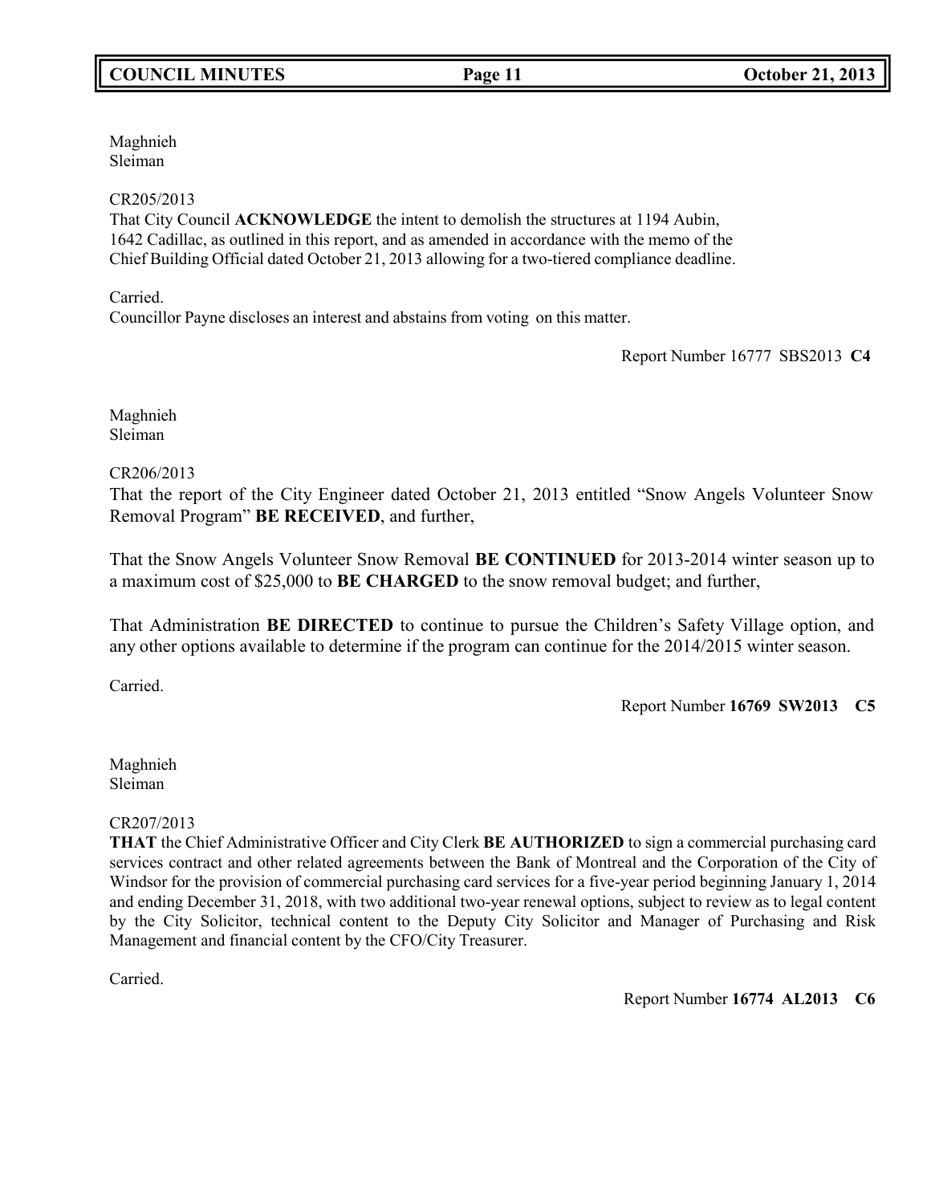Maghnieh
Sleiman

CR205/2013
That City Council **ACKNOWLEDGE** the intent to demolish the structures at 1194 Aubin, 1642 Cadillac, as outlined in this report, and as amended in accordance with the memo of the Chief Building Official dated October 21, 2013 allowing for a two-tiered compliance deadline.

Carried.
Councillor Payne discloses an interest and abstains from voting on this matter.

Report Number 16777 SBS2013 **C4**

Maghnieh
Sleiman

CR206/2013
That the report of the City Engineer dated October 21, 2013 entitled "Snow Angels Volunteer Snow Removal Program" **BE RECEIVED**, and further,

That the Snow Angels Volunteer Snow Removal **BE CONTINUED** for 2013-2014 winter season up to a maximum cost of $25,000 to **BE CHARGED** to the snow removal budget; and further,

That Administration **BE DIRECTED** to continue to pursue the Children's Safety Village option, and any other options available to determine if the program can continue for the 2014/2015 winter season.

Carried.

Report Number **16769 SW2013 C5**

Maghnieh
Sleiman

CR207/2013
**THAT** the Chief Administrative Officer and City Clerk **BE AUTHORIZED** to sign a commercial purchasing card services contract and other related agreements between the Bank of Montreal and the Corporation of the City of Windsor for the provision of commercial purchasing card services for a five-year period beginning January 1, 2014 and ending December 31, 2018, with two additional two-year renewal options, subject to review as to legal content by the City Solicitor, technical content to the Deputy City Solicitor and Manager of Purchasing and Risk Management and financial content by the CFO/City Treasurer.

Carried.

Report Number **16774 AL2013 C6**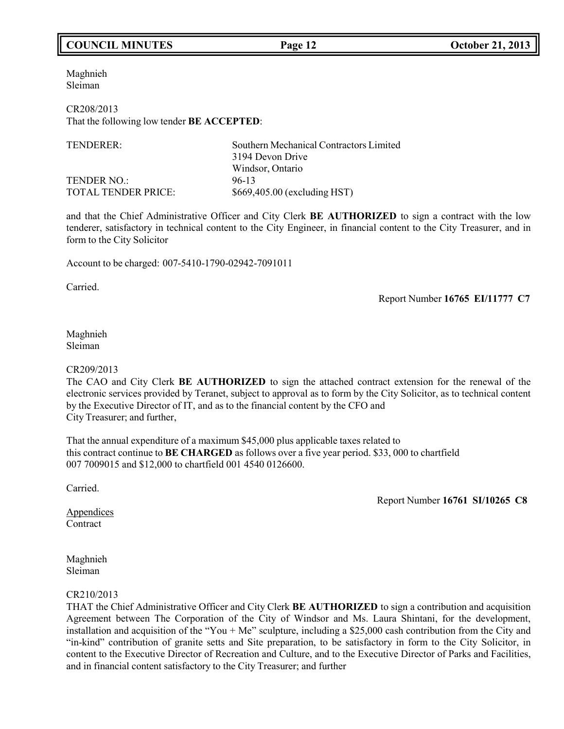Maghnieh
Sleiman

CR208/2013
That the following low tender **BE ACCEPTED**:

| | |
|---|---|
| TENDERER: | Southern Mechanical Contractors Limited<br>3194 Devon Drive<br>Windsor, Ontario |
| TENDER NO.: | 96-13 |
| TOTAL TENDER PRICE: | $669,405.00 (excluding HST) |

and that the Chief Administrative Officer and City Clerk **BE AUTHORIZED** to sign a contract with the low tenderer, satisfactory in technical content to the City Engineer, in financial content to the City Treasurer, and in form to the City Solicitor

Account to be charged: 007-5410-1790-02942-7091011

Carried.

Report Number **16765 EI/11777 C7**

Maghnieh
Sleiman

CR209/2013
The CAO and City Clerk **BE AUTHORIZED** to sign the attached contract extension for the renewal of the electronic services provided by Teranet, subject to approval as to form by the City Solicitor, as to technical content by the Executive Director of IT, and as to the financial content by the CFO and City Treasurer; and further,

That the annual expenditure of a maximum $45,000 plus applicable taxes related to this contract continue to **BE CHARGED** as follows over a five year period. $33, 000 to chartfield 007 7009015 and $12,000 to chartfield 001 4540 0126600.

Carried.

Report Number **16761 SI/10265 C8**

Appendices
Contract

Maghnieh
Sleiman

CR210/2013
THAT the Chief Administrative Officer and City Clerk **BE AUTHORIZED** to sign a contribution and acquisition Agreement between The Corporation of the City of Windsor and Ms. Laura Shintani, for the development, installation and acquisition of the "You + Me" sculpture, including a $25,000 cash contribution from the City and "in-kind" contribution of granite setts and Site preparation, to be satisfactory in form to the City Solicitor, in content to the Executive Director of Recreation and Culture, and to the Executive Director of Parks and Facilities, and in financial content satisfactory to the City Treasurer; and further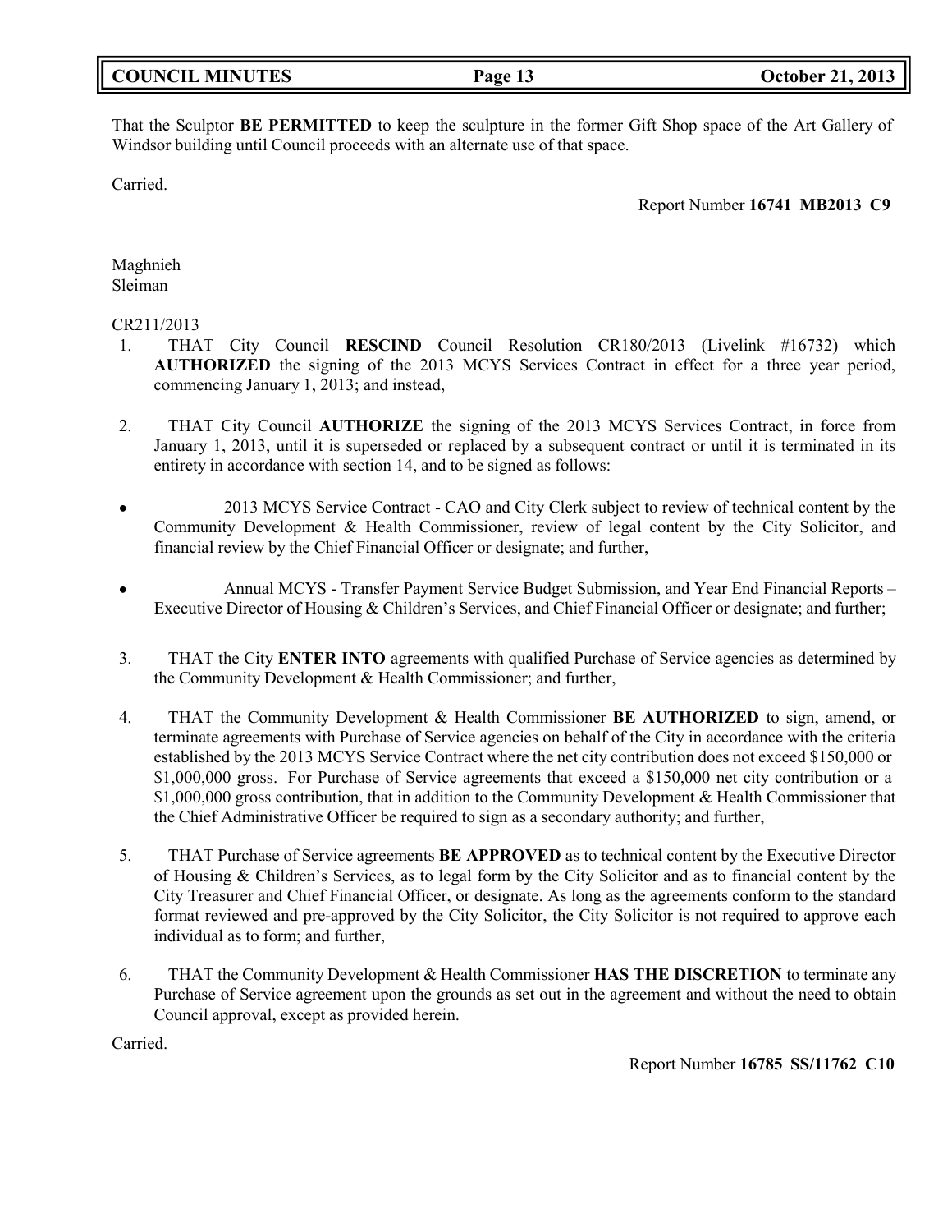That the Sculptor **BE PERMITTED** to keep the sculpture in the former Gift Shop space of the Art Gallery of Windsor building until Council proceeds with an alternate use of that space.

Carried.

Report Number **16741 MB2013 C9**

Maghnieh
Sleiman

CR211/2013

1. THAT City Council **RESCIND** Council Resolution CR180/2013 (Livelink #16732) which **AUTHORIZED** the signing of the 2013 MCYS Services Contract in effect for a three year period, commencing January 1, 2013; and instead,

2. THAT City Council **AUTHORIZE** the signing of the 2013 MCYS Services Contract, in force from January 1, 2013, until it is superseded or replaced by a subsequent contract or until it is terminated in its entirety in accordance with section 14, and to be signed as follows:

- 2013 MCYS Service Contract - CAO and City Clerk subject to review of technical content by the Community Development & Health Commissioner, review of legal content by the City Solicitor, and financial review by the Chief Financial Officer or designate; and further,

- Annual MCYS - Transfer Payment Service Budget Submission, and Year End Financial Reports – Executive Director of Housing & Children's Services, and Chief Financial Officer or designate; and further;

3. THAT the City **ENTER INTO** agreements with qualified Purchase of Service agencies as determined by the Community Development & Health Commissioner; and further,

4. THAT the Community Development & Health Commissioner **BE AUTHORIZED** to sign, amend, or terminate agreements with Purchase of Service agencies on behalf of the City in accordance with the criteria established by the 2013 MCYS Service Contract where the net city contribution does not exceed $150,000 or $1,000,000 gross. For Purchase of Service agreements that exceed a $150,000 net city contribution or a $1,000,000 gross contribution, that in addition to the Community Development & Health Commissioner that the Chief Administrative Officer be required to sign as a secondary authority; and further,

5. THAT Purchase of Service agreements **BE APPROVED** as to technical content by the Executive Director of Housing & Children's Services, as to legal form by the City Solicitor and as to financial content by the City Treasurer and Chief Financial Officer, or designate. As long as the agreements conform to the standard format reviewed and pre-approved by the City Solicitor, the City Solicitor is not required to approve each individual as to form; and further,

6. THAT the Community Development & Health Commissioner **HAS THE DISCRETION** to terminate any Purchase of Service agreement upon the grounds as set out in the agreement and without the need to obtain Council approval, except as provided herein.

Carried.

Report Number **16785 SS/11762 C10**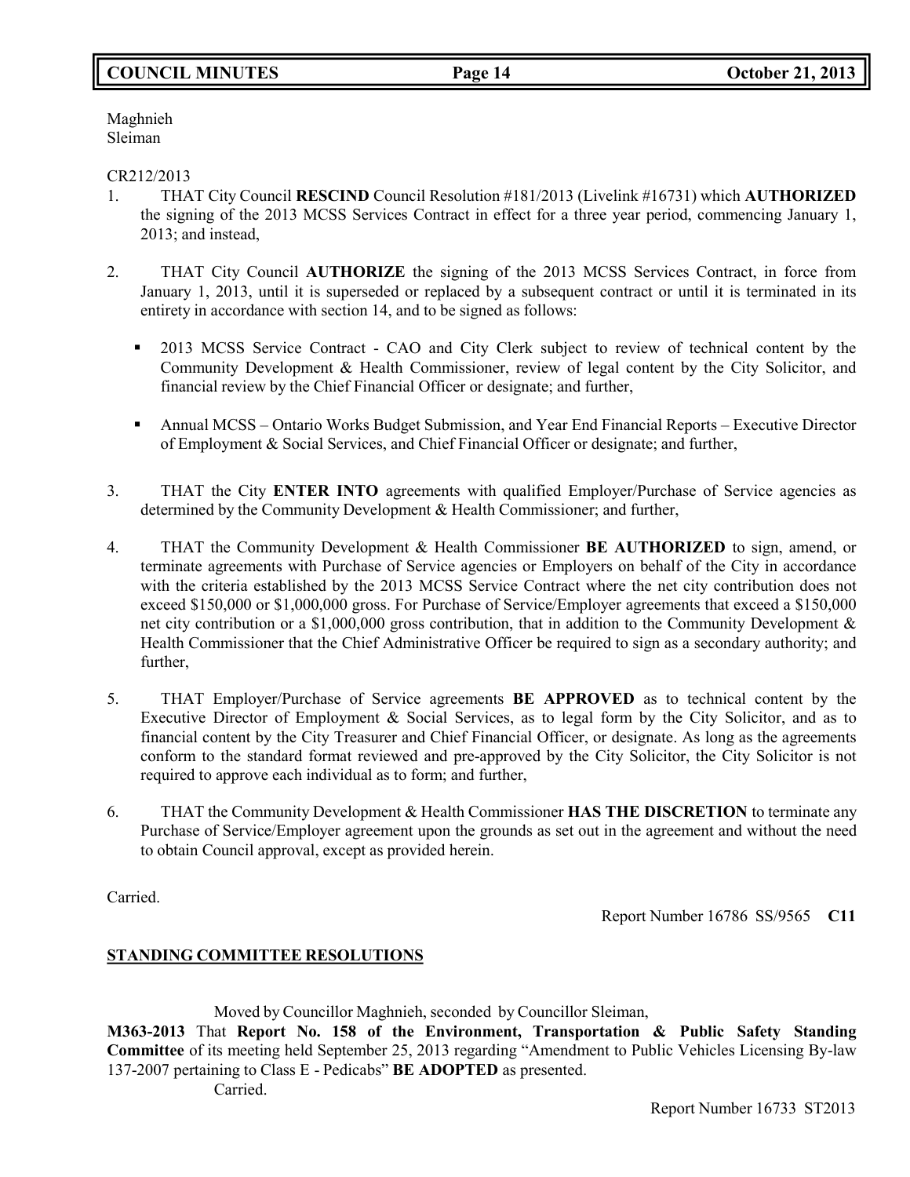Maghnieh
Sleiman

CR212/2013

1. THAT City Council **RESCIND** Council Resolution #181/2013 (Livelink #16731) which **AUTHORIZED** the signing of the 2013 MCSS Services Contract in effect for a three year period, commencing January 1, 2013; and instead,

2. THAT City Council **AUTHORIZE** the signing of the 2013 MCSS Services Contract, in force from January 1, 2013, until it is superseded or replaced by a subsequent contract or until it is terminated in its entirety in accordance with section 14, and to be signed as follows:

   - 2013 MCSS Service Contract - CAO and City Clerk subject to review of technical content by the Community Development & Health Commissioner, review of legal content by the City Solicitor, and financial review by the Chief Financial Officer or designate; and further,

   - Annual MCSS – Ontario Works Budget Submission, and Year End Financial Reports – Executive Director of Employment & Social Services, and Chief Financial Officer or designate; and further,

3. THAT the City **ENTER INTO** agreements with qualified Employer/Purchase of Service agencies as determined by the Community Development & Health Commissioner; and further,

4. THAT the Community Development & Health Commissioner **BE AUTHORIZED** to sign, amend, or terminate agreements with Purchase of Service agencies or Employers on behalf of the City in accordance with the criteria established by the 2013 MCSS Service Contract where the net city contribution does not exceed $150,000 or $1,000,000 gross. For Purchase of Service/Employer agreements that exceed a $150,000 net city contribution or a $1,000,000 gross contribution, that in addition to the Community Development & Health Commissioner that the Chief Administrative Officer be required to sign as a secondary authority; and further,

5. THAT Employer/Purchase of Service agreements **BE APPROVED** as to technical content by the Executive Director of Employment & Social Services, as to legal form by the City Solicitor, and as to financial content by the City Treasurer and Chief Financial Officer, or designate. As long as the agreements conform to the standard format reviewed and pre-approved by the City Solicitor, the City Solicitor is not required to approve each individual as to form; and further,

6. THAT the Community Development & Health Commissioner **HAS THE DISCRETION** to terminate any Purchase of Service/Employer agreement upon the grounds as set out in the agreement and without the need to obtain Council approval, except as provided herein.

Carried.

Report Number 16786 SS/9565 **C11**

## STANDING COMMITTEE RESOLUTIONS

Moved by Councillor Maghnieh, seconded by Councillor Sleiman,

**M363-2013** That **Report No. 158 of the Environment, Transportation & Public Safety Standing Committee** of its meeting held September 25, 2013 regarding "Amendment to Public Vehicles Licensing By-law 137-2007 pertaining to Class E - Pedicabs" **BE ADOPTED** as presented.

Carried.

Report Number 16733 ST2013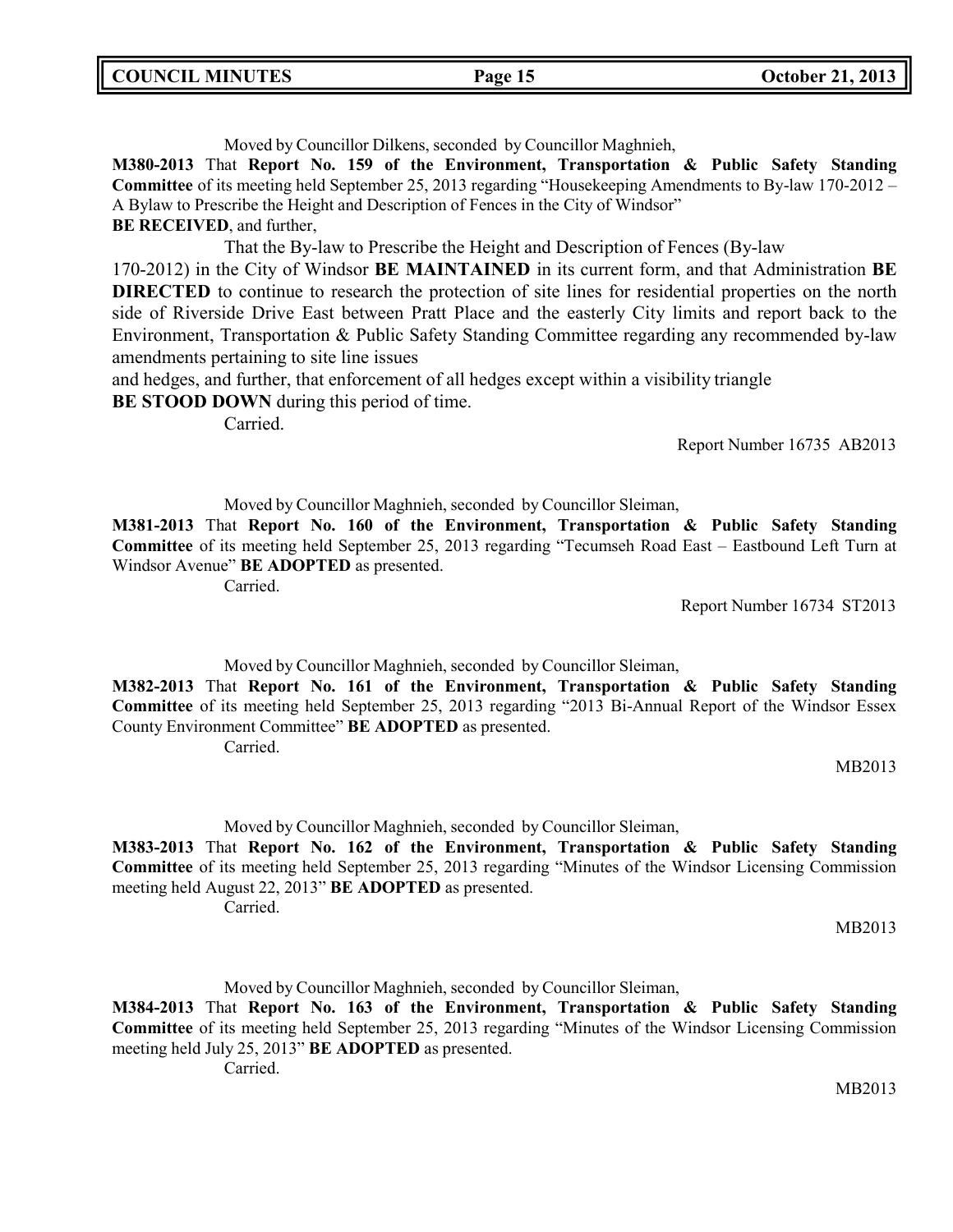Moved by Councillor Dilkens, seconded by Councillor Maghnieh,

**M380-2013** That **Report No. 159 of the Environment, Transportation & Public Safety Standing Committee** of its meeting held September 25, 2013 regarding "Housekeeping Amendments to By-law 170-2012 – A Bylaw to Prescribe the Height and Description of Fences in the City of Windsor" **BE RECEIVED**, and further,

That the By-law to Prescribe the Height and Description of Fences (By-law 170-2012) in the City of Windsor **BE MAINTAINED** in its current form, and that Administration **BE DIRECTED** to continue to research the protection of site lines for residential properties on the north side of Riverside Drive East between Pratt Place and the easterly City limits and report back to the Environment, Transportation & Public Safety Standing Committee regarding any recommended by-law amendments pertaining to site line issues and hedges, and further, that enforcement of all hedges except within a visibility triangle **BE STOOD DOWN** during this period of time.

Carried.

Report Number 16735 AB2013

Moved by Councillor Maghnieh, seconded by Councillor Sleiman,

**M381-2013** That **Report No. 160 of the Environment, Transportation & Public Safety Standing Committee** of its meeting held September 25, 2013 regarding "Tecumseh Road East – Eastbound Left Turn at Windsor Avenue" **BE ADOPTED** as presented.

Carried.

Report Number 16734 ST2013

Moved by Councillor Maghnieh, seconded by Councillor Sleiman,

**M382-2013** That **Report No. 161 of the Environment, Transportation & Public Safety Standing Committee** of its meeting held September 25, 2013 regarding "2013 Bi-Annual Report of the Windsor Essex County Environment Committee" **BE ADOPTED** as presented.

Carried.

MB2013

Moved by Councillor Maghnieh, seconded by Councillor Sleiman,

**M383-2013** That **Report No. 162 of the Environment, Transportation & Public Safety Standing Committee** of its meeting held September 25, 2013 regarding "Minutes of the Windsor Licensing Commission meeting held August 22, 2013" **BE ADOPTED** as presented.

Carried.

MB2013

Moved by Councillor Maghnieh, seconded by Councillor Sleiman,

**M384-2013** That **Report No. 163 of the Environment, Transportation & Public Safety Standing Committee** of its meeting held September 25, 2013 regarding "Minutes of the Windsor Licensing Commission meeting held July 25, 2013" **BE ADOPTED** as presented.

Carried.

MB2013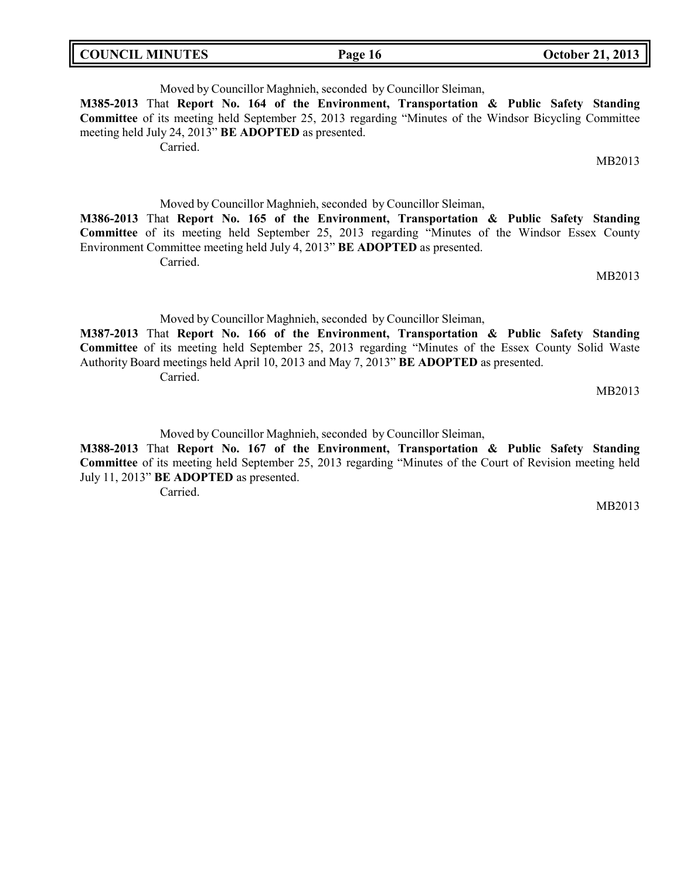Moved by Councillor Maghnieh, seconded by Councillor Sleiman,

**M385-2013** That **Report No. 164 of the Environment, Transportation & Public Safety Standing Committee** of its meeting held September 25, 2013 regarding "Minutes of the Windsor Bicycling Committee meeting held July 24, 2013" **BE ADOPTED** as presented.

Carried.

MB2013

Moved by Councillor Maghnieh, seconded by Councillor Sleiman,

**M386-2013** That **Report No. 165 of the Environment, Transportation & Public Safety Standing Committee** of its meeting held September 25, 2013 regarding "Minutes of the Windsor Essex County Environment Committee meeting held July 4, 2013" **BE ADOPTED** as presented.

Carried.

MB2013

Moved by Councillor Maghnieh, seconded by Councillor Sleiman,

**M387-2013** That **Report No. 166 of the Environment, Transportation & Public Safety Standing Committee** of its meeting held September 25, 2013 regarding "Minutes of the Essex County Solid Waste Authority Board meetings held April 10, 2013 and May 7, 2013" **BE ADOPTED** as presented.

Carried.

MB2013

Moved by Councillor Maghnieh, seconded by Councillor Sleiman,

**M388-2013** That **Report No. 167 of the Environment, Transportation & Public Safety Standing Committee** of its meeting held September 25, 2013 regarding "Minutes of the Court of Revision meeting held July 11, 2013" **BE ADOPTED** as presented.

Carried.

MB2013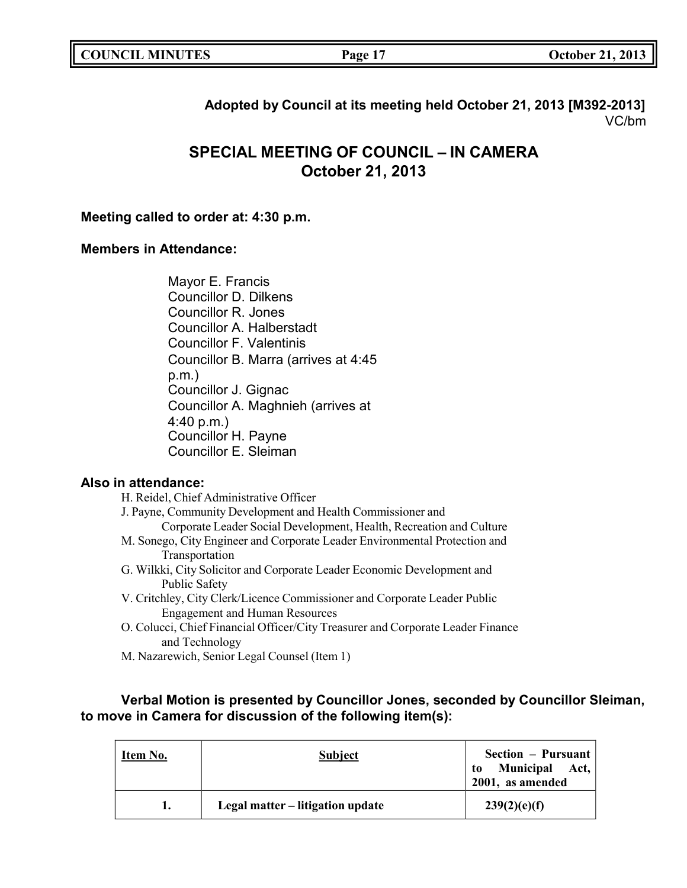**Adopted by Council at its meeting held October 21, 2013 [M392-2013]**
VC/bm

## SPECIAL MEETING OF COUNCIL – IN CAMERA
## October 21, 2013

**Meeting called to order at: 4:30 p.m.**

**Members in Attendance:**

Mayor E. Francis
Councillor D. Dilkens
Councillor R. Jones
Councillor A. Halberstadt
Councillor F. Valentinis
Councillor B. Marra (arrives at 4:45 p.m.)
Councillor J. Gignac
Councillor A. Maghnieh (arrives at 4:40 p.m.)
Councillor H. Payne
Councillor E. Sleiman

**Also in attendance:**

- H. Reidel, Chief Administrative Officer
- J. Payne, Community Development and Health Commissioner and Corporate Leader Social Development, Health, Recreation and Culture
- M. Sonego, City Engineer and Corporate Leader Environmental Protection and Transportation
- G. Wilkki, City Solicitor and Corporate Leader Economic Development and Public Safety
- V. Critchley, City Clerk/Licence Commissioner and Corporate Leader Public Engagement and Human Resources
- O. Colucci, Chief Financial Officer/City Treasurer and Corporate Leader Finance and Technology
- M. Nazarewich, Senior Legal Counsel (Item 1)

**Verbal Motion is presented by Councillor Jones, seconded by Councillor Sleiman, to move in Camera for discussion of the following item(s):**

| Item No. | Subject | Section – Pursuant to Municipal Act, 2001, as amended |
|---|---|---|
| 1. | Legal matter – litigation update | 239(2)(e)(f) |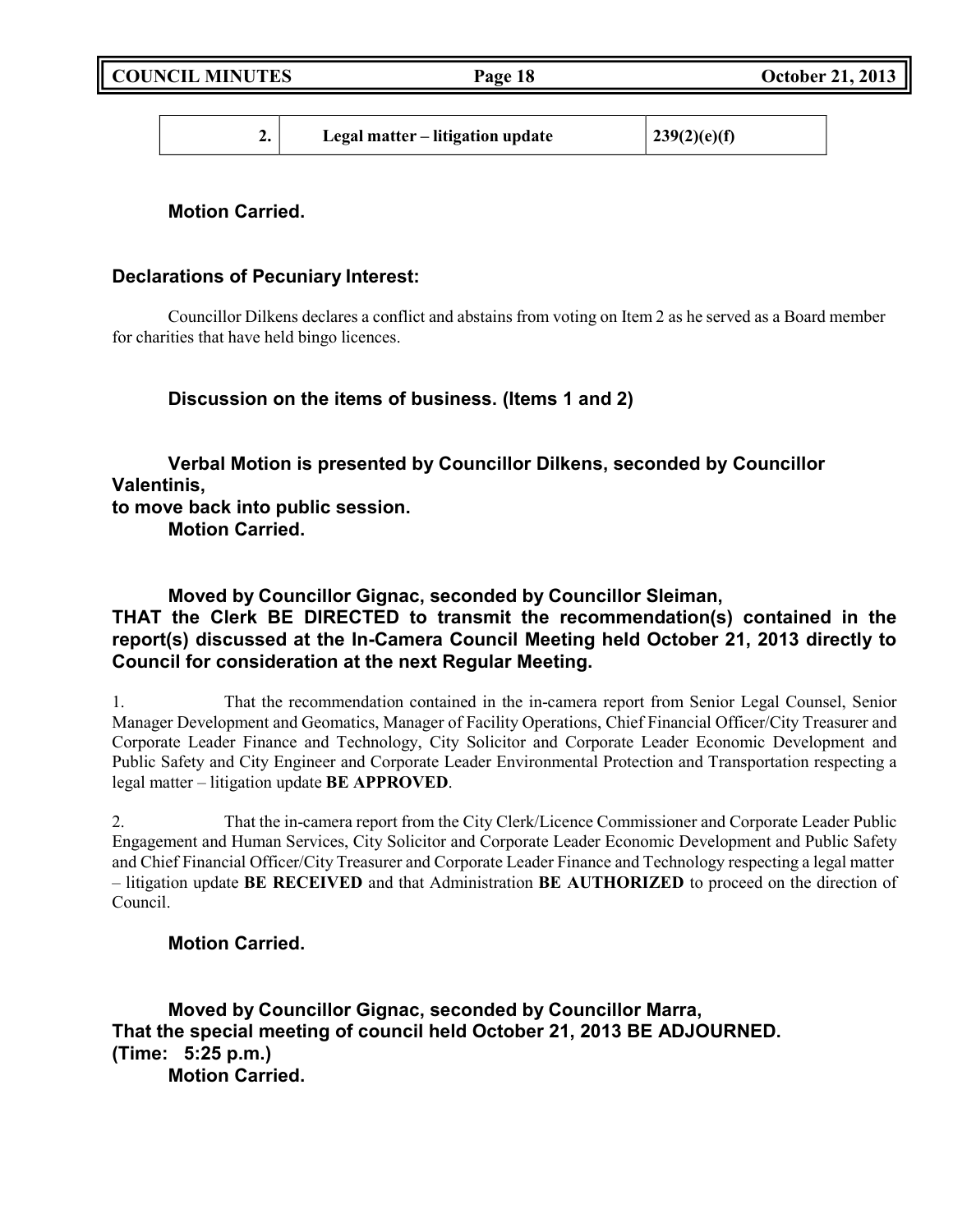| 2. | Legal matter – litigation update | 239(2)(e)(f) |
|---|---|---|

**Motion Carried.**

**Declarations of Pecuniary Interest:**

Councillor Dilkens declares a conflict and abstains from voting on Item 2 as he served as a Board member for charities that have held bingo licences.

**Discussion on the items of business. (Items 1 and 2)**

**Verbal Motion is presented by Councillor Dilkens, seconded by Councillor Valentinis,**
**to move back into public session.**
**Motion Carried.**

**Moved by Councillor Gignac, seconded by Councillor Sleiman,**
**THAT the Clerk BE DIRECTED to transmit the recommendation(s) contained in the report(s) discussed at the In-Camera Council Meeting held October 21, 2013 directly to Council for consideration at the next Regular Meeting.**

1. That the recommendation contained in the in-camera report from Senior Legal Counsel, Senior Manager Development and Geomatics, Manager of Facility Operations, Chief Financial Officer/City Treasurer and Corporate Leader Finance and Technology, City Solicitor and Corporate Leader Economic Development and Public Safety and City Engineer and Corporate Leader Environmental Protection and Transportation respecting a legal matter – litigation update **BE APPROVED**.

2. That the in-camera report from the City Clerk/Licence Commissioner and Corporate Leader Public Engagement and Human Services, City Solicitor and Corporate Leader Economic Development and Public Safety and Chief Financial Officer/City Treasurer and Corporate Leader Finance and Technology respecting a legal matter – litigation update **BE RECEIVED** and that Administration **BE AUTHORIZED** to proceed on the direction of Council.

**Motion Carried.**

**Moved by Councillor Gignac, seconded by Councillor Marra,**
**That the special meeting of council held October 21, 2013 BE ADJOURNED.**
**(Time: 5:25 p.m.)**
**Motion Carried.**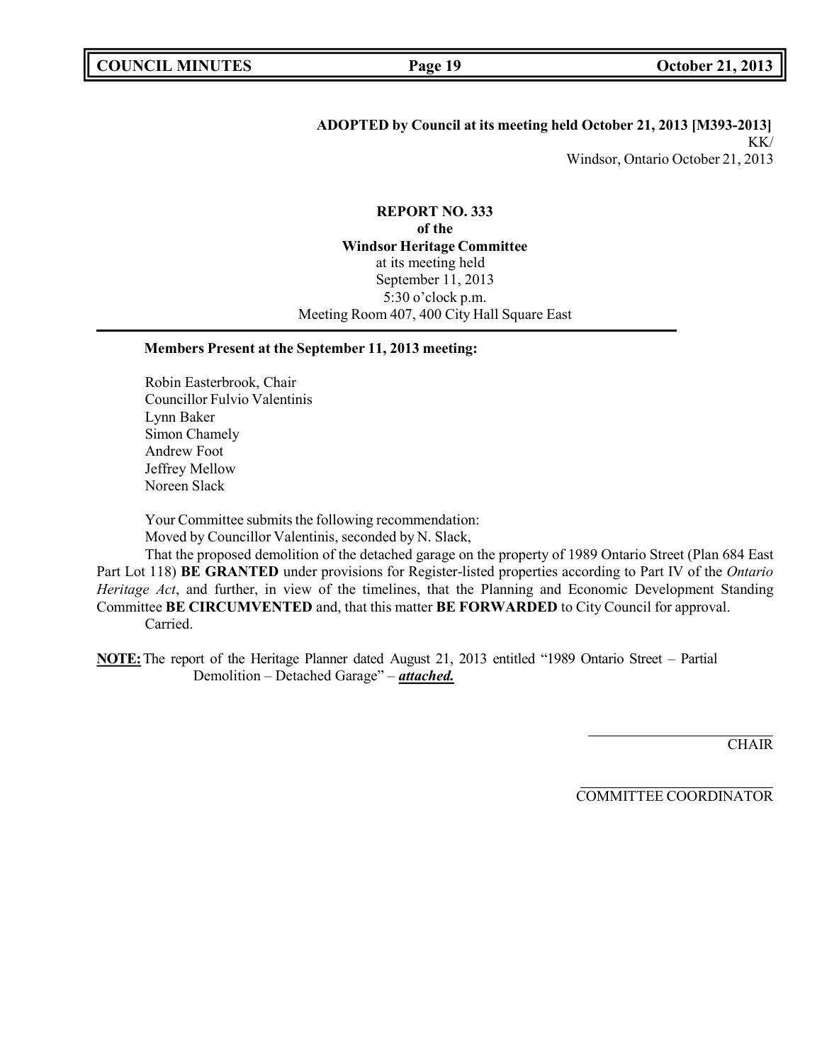**ADOPTED by Council at its meeting held October 21, 2013 [M393-2013]**

KK/

Windsor, Ontario October 21, 2013

**REPORT NO. 333**
**of the**
**Windsor Heritage Committee**
at its meeting held
September 11, 2013
5:30 o'clock p.m.
Meeting Room 407, 400 City Hall Square East

**Members Present at the September 11, 2013 meeting:**

Robin Easterbrook, Chair
Councillor Fulvio Valentinis
Lynn Baker
Simon Chamely
Andrew Foot
Jeffrey Mellow
Noreen Slack

Your Committee submits the following recommendation:

Moved by Councillor Valentinis, seconded by N. Slack,

That the proposed demolition of the detached garage on the property of 1989 Ontario Street (Plan 684 East Part Lot 118) **BE GRANTED** under provisions for Register-listed properties according to Part IV of the *Ontario Heritage Act*, and further, in view of the timelines, that the Planning and Economic Development Standing Committee **BE CIRCUMVENTED** and, that this matter **BE FORWARDED** to City Council for approval.

Carried.

**NOTE:** The report of the Heritage Planner dated August 21, 2013 entitled "1989 Ontario Street – Partial Demolition – Detached Garage" – ***attached.***

CHAIR

COMMITTEE COORDINATOR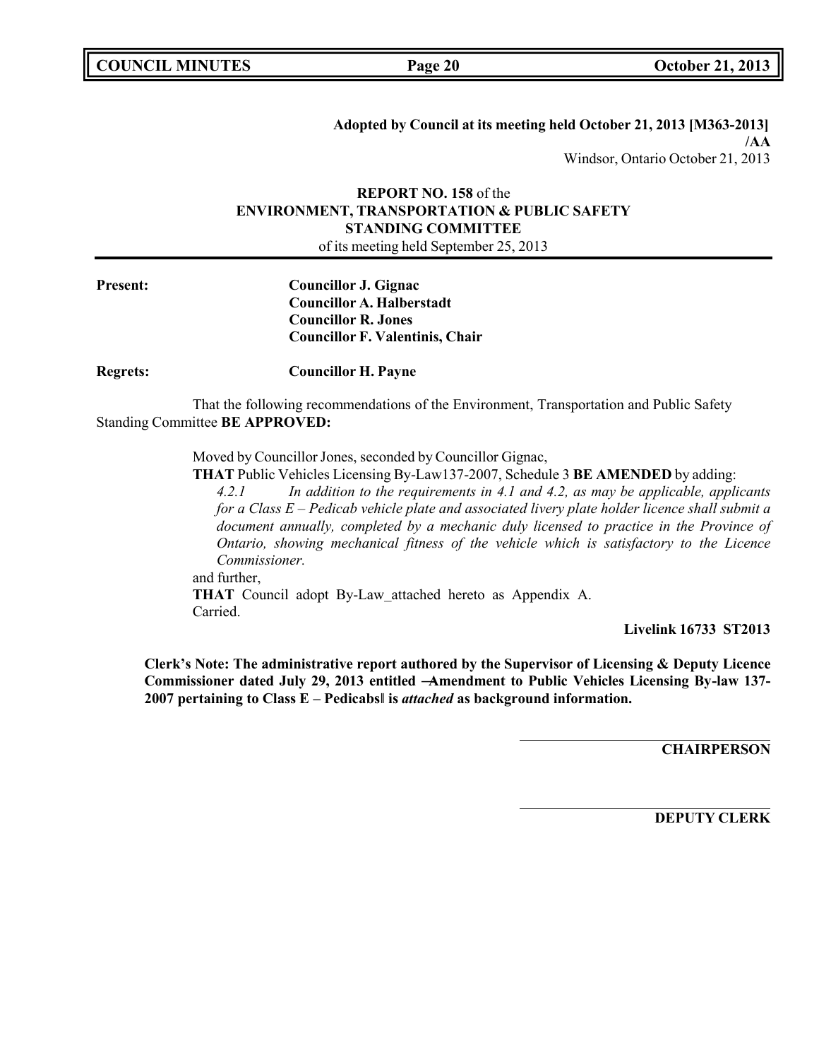**Adopted by Council at its meeting held October 21, 2013 [M363-2013]**
**/AA**
Windsor, Ontario October 21, 2013

**REPORT NO. 158** of the
**ENVIRONMENT, TRANSPORTATION & PUBLIC SAFETY STANDING COMMITTEE**
of its meeting held September 25, 2013

**Present:** **Councillor J. Gignac**
**Councillor A. Halberstadt**
**Councillor R. Jones**
**Councillor F. Valentinis, Chair**

**Regrets:** **Councillor H. Payne**

That the following recommendations of the Environment, Transportation and Public Safety Standing Committee **BE APPROVED:**

Moved by Councillor Jones, seconded by Councillor Gignac,
**THAT** Public Vehicles Licensing By-Law137-2007, Schedule 3 **BE AMENDED** by adding:
*4.2.1 In addition to the requirements in 4.1 and 4.2, as may be applicable, applicants for a Class E – Pedicab vehicle plate and associated livery plate holder licence shall submit a document annually, completed by a mechanic duly licensed to practice in the Province of Ontario, showing mechanical fitness of the vehicle which is satisfactory to the Licence Commissioner.*
and further,
**THAT** Council adopt By-Law_attached hereto as Appendix A.
Carried.

**Livelink 16733 ST2013**

**Clerk's Note: The administrative report authored by the Supervisor of Licensing & Deputy Licence Commissioner dated July 29, 2013 entitled ―Amendment to Public Vehicles Licensing By-law 137-2007 pertaining to Class E – Pedicabs‖ is *attached* as background information.**

**CHAIRPERSON**

**DEPUTY CLERK**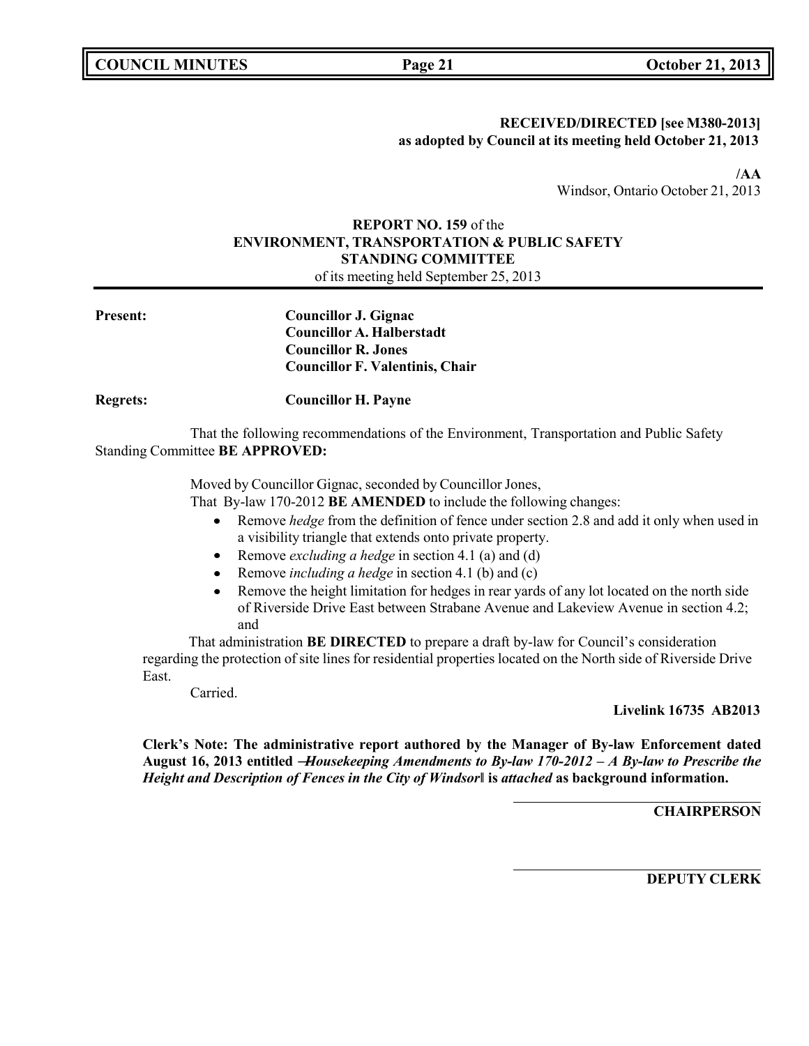**RECEIVED/DIRECTED [see M380-2013]**
**as adopted by Council at its meeting held October 21, 2013**

**/AA**
Windsor, Ontario October 21, 2013

**REPORT NO. 159** of the
**ENVIRONMENT, TRANSPORTATION & PUBLIC SAFETY STANDING COMMITTEE**
of its meeting held September 25, 2013

**Present:** **Councillor J. Gignac**
**Councillor A. Halberstadt**
**Councillor R. Jones**
**Councillor F. Valentinis, Chair**

**Regrets:** **Councillor H. Payne**

That the following recommendations of the Environment, Transportation and Public Safety Standing Committee **BE APPROVED:**

Moved by Councillor Gignac, seconded by Councillor Jones,
That By-law 170-2012 **BE AMENDED** to include the following changes:

- Remove *hedge* from the definition of fence under section 2.8 and add it only when used in a visibility triangle that extends onto private property.
- Remove *excluding a hedge* in section 4.1 (a) and (d)
- Remove *including a hedge* in section 4.1 (b) and (c)
- Remove the height limitation for hedges in rear yards of any lot located on the north side of Riverside Drive East between Strabane Avenue and Lakeview Avenue in section 4.2; and

That administration **BE DIRECTED** to prepare a draft by-law for Council's consideration regarding the protection of site lines for residential properties located on the North side of Riverside Drive East.

Carried.

**Livelink 16735 AB2013**

**Clerk's Note: The administrative report authored by the Manager of By-law Enforcement dated August 16, 2013 entitled "*Housekeeping Amendments to By-law 170-2012 – A By-law to Prescribe the Height and Description of Fences in the City of Windsor*" is *attached* as background information.**

**CHAIRPERSON**

**DEPUTY CLERK**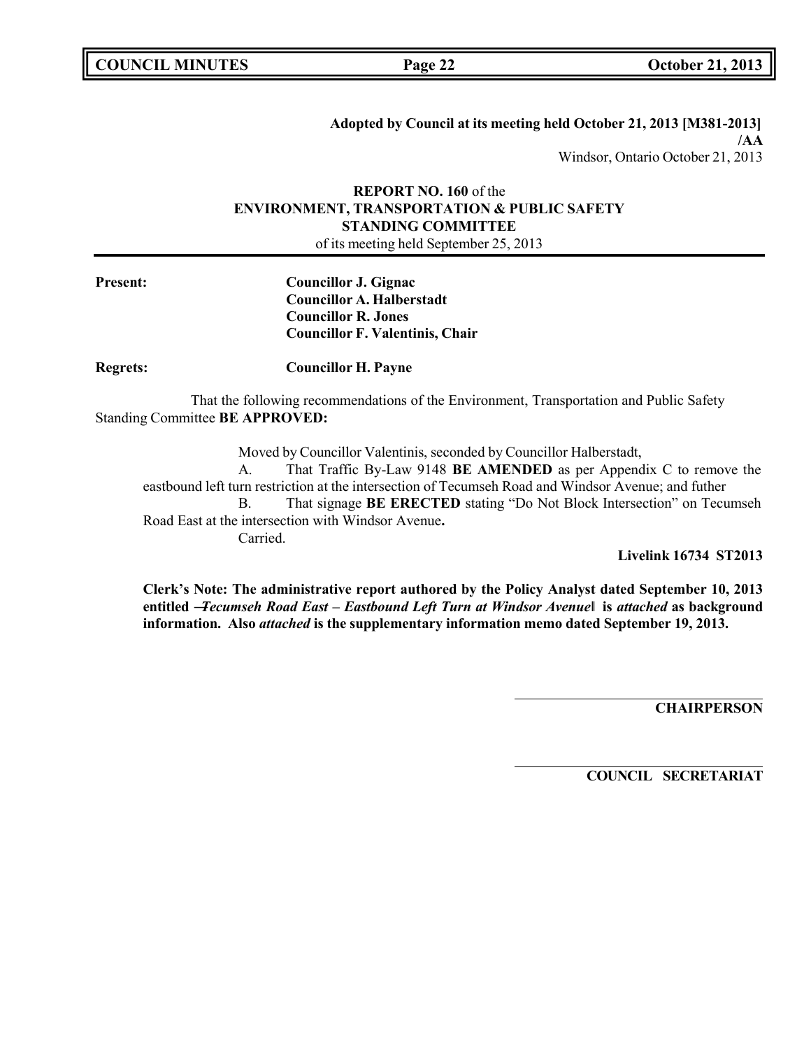**Adopted by Council at its meeting held October 21, 2013 [M381-2013]**
**/AA**
Windsor, Ontario October 21, 2013

**REPORT NO. 160** of the
**ENVIRONMENT, TRANSPORTATION & PUBLIC SAFETY**
**STANDING COMMITTEE**
of its meeting held September 25, 2013

**Present:** **Councillor J. Gignac**
**Councillor A. Halberstadt**
**Councillor R. Jones**
**Councillor F. Valentinis, Chair**

**Regrets:** **Councillor H. Payne**

That the following recommendations of the Environment, Transportation and Public Safety Standing Committee **BE APPROVED:**

Moved by Councillor Valentinis, seconded by Councillor Halberstadt,

A. That Traffic By-Law 9148 **BE AMENDED** as per Appendix C to remove the eastbound left turn restriction at the intersection of Tecumseh Road and Windsor Avenue; and futher

B. That signage **BE ERECTED** stating "Do Not Block Intersection" on Tecumseh Road East at the intersection with Windsor Avenue**.**

Carried.

**Livelink 16734 ST2013**

**Clerk's Note: The administrative report authored by the Policy Analyst dated September 10, 2013 entitled ―*Tecumseh Road East – Eastbound Left Turn at Windsor Avenue*‖ is *attached* as background information. Also *attached* is the supplementary information memo dated September 19, 2013.**

**CHAIRPERSON**

**COUNCIL SECRETARIAT**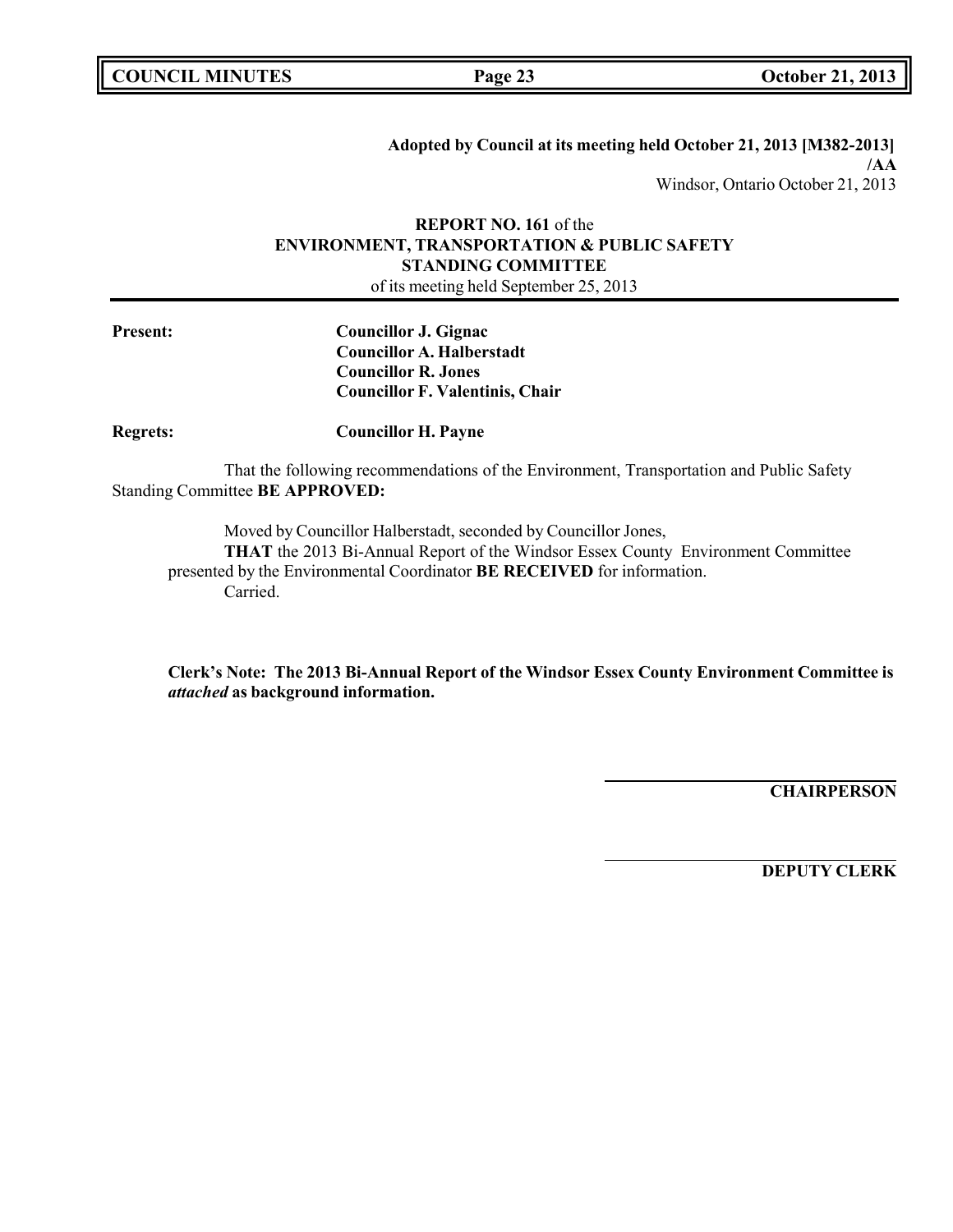**Adopted by Council at its meeting held October 21, 2013 [M382-2013]**
**/AA**
Windsor, Ontario October 21, 2013

**REPORT NO. 161** of the
**ENVIRONMENT, TRANSPORTATION & PUBLIC SAFETY STANDING COMMITTEE**
of its meeting held September 25, 2013

**Present:**
**Councillor J. Gignac**
**Councillor A. Halberstadt**
**Councillor R. Jones**
**Councillor F. Valentinis, Chair**

**Regrets:** **Councillor H. Payne**

That the following recommendations of the Environment, Transportation and Public Safety Standing Committee **BE APPROVED:**

Moved by Councillor Halberstadt, seconded by Councillor Jones,
**THAT** the 2013 Bi-Annual Report of the Windsor Essex County Environment Committee presented by the Environmental Coordinator **BE RECEIVED** for information.
Carried.

**Clerk's Note: The 2013 Bi-Annual Report of the Windsor Essex County Environment Committee is *attached* as background information.**

**CHAIRPERSON**

**DEPUTY CLERK**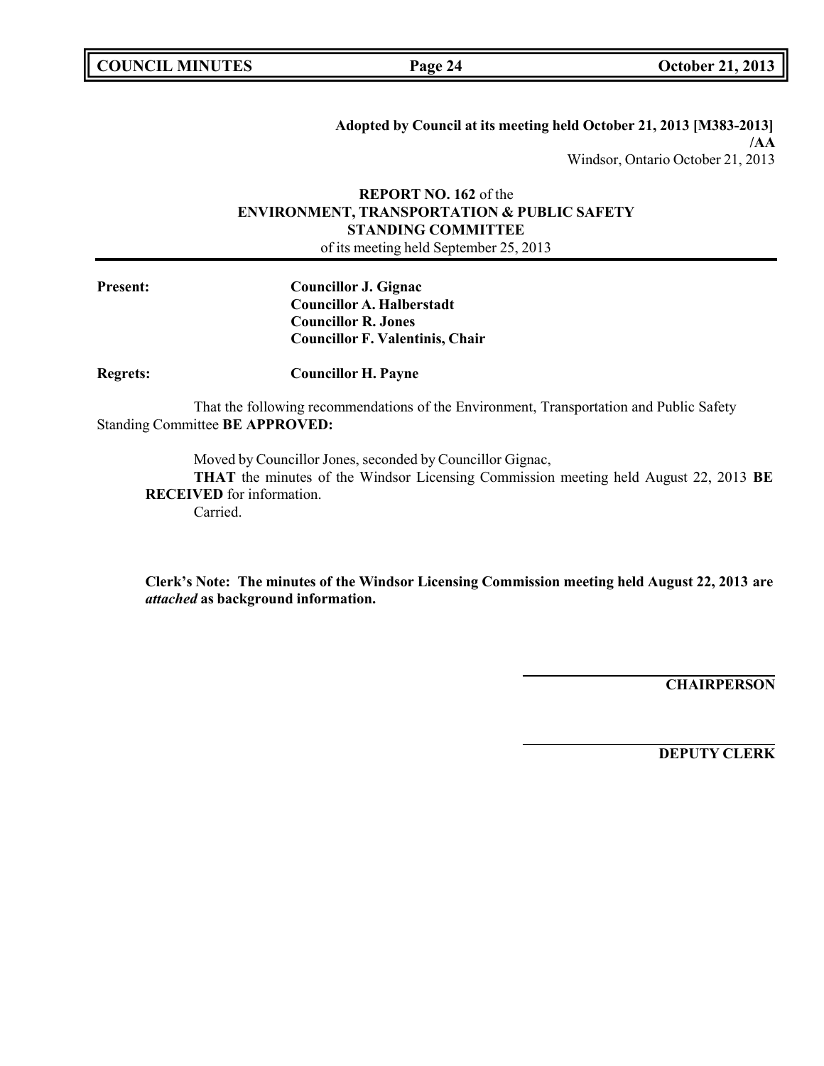**Adopted by Council at its meeting held October 21, 2013 [M383-2013]**
**/AA**
Windsor, Ontario October 21, 2013

**REPORT NO. 162** of the
**ENVIRONMENT, TRANSPORTATION & PUBLIC SAFETY STANDING COMMITTEE**
of its meeting held September 25, 2013

**Present:** **Councillor J. Gignac**
**Councillor A. Halberstadt**
**Councillor R. Jones**
**Councillor F. Valentinis, Chair**

**Regrets:** **Councillor H. Payne**

That the following recommendations of the Environment, Transportation and Public Safety Standing Committee **BE APPROVED:**

Moved by Councillor Jones, seconded by Councillor Gignac,
**THAT** the minutes of the Windsor Licensing Commission meeting held August 22, 2013 **BE RECEIVED** for information.
Carried.

**Clerk's Note: The minutes of the Windsor Licensing Commission meeting held August 22, 2013 are *attached* as background information.**

**CHAIRPERSON**

**DEPUTY CLERK**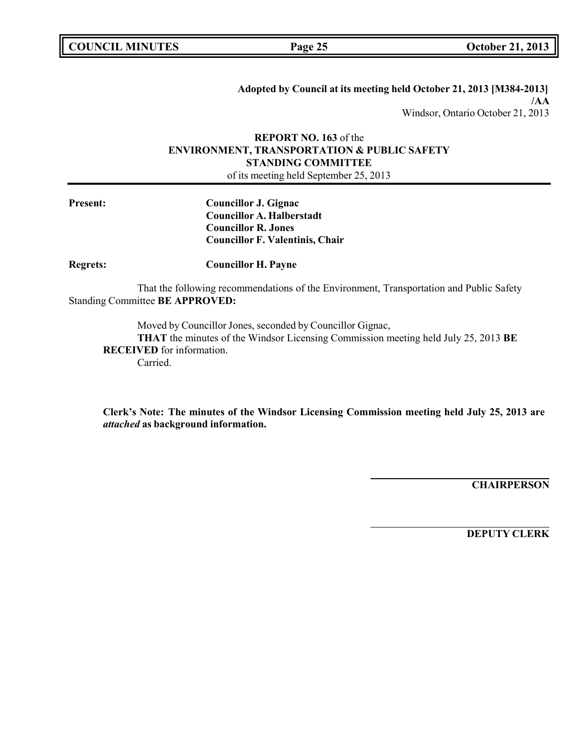**Adopted by Council at its meeting held October 21, 2013 [M384-2013]**
**/AA**
Windsor, Ontario October 21, 2013

**REPORT NO. 163** of the
**ENVIRONMENT, TRANSPORTATION & PUBLIC SAFETY STANDING COMMITTEE**
of its meeting held September 25, 2013

**Present:** **Councillor J. Gignac**
**Councillor A. Halberstadt**
**Councillor R. Jones**
**Councillor F. Valentinis, Chair**

**Regrets:** **Councillor H. Payne**

That the following recommendations of the Environment, Transportation and Public Safety Standing Committee **BE APPROVED:**

Moved by Councillor Jones, seconded by Councillor Gignac,
**THAT** the minutes of the Windsor Licensing Commission meeting held July 25, 2013 **BE RECEIVED** for information.
Carried.

**Clerk's Note: The minutes of the Windsor Licensing Commission meeting held July 25, 2013 are *attached* as background information.**

**CHAIRPERSON**

**DEPUTY CLERK**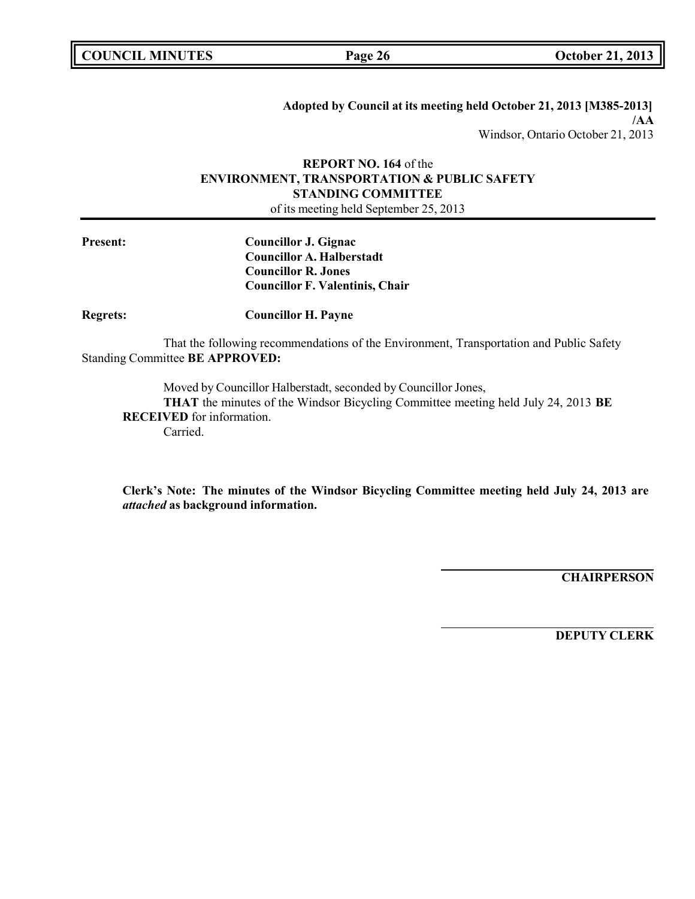**Adopted by Council at its meeting held October 21, 2013 [M385-2013]**
**/AA**
Windsor, Ontario October 21, 2013

**REPORT NO. 164** of the
**ENVIRONMENT, TRANSPORTATION & PUBLIC SAFETY STANDING COMMITTEE**
of its meeting held September 25, 2013

**Present:** **Councillor J. Gignac**
**Councillor A. Halberstadt**
**Councillor R. Jones**
**Councillor F. Valentinis, Chair**

**Regrets:** **Councillor H. Payne**

That the following recommendations of the Environment, Transportation and Public Safety Standing Committee **BE APPROVED:**

Moved by Councillor Halberstadt, seconded by Councillor Jones,
**THAT** the minutes of the Windsor Bicycling Committee meeting held July 24, 2013 **BE RECEIVED** for information.
Carried.

**Clerk's Note: The minutes of the Windsor Bicycling Committee meeting held July 24, 2013 are *attached* as background information.**

**CHAIRPERSON**

**DEPUTY CLERK**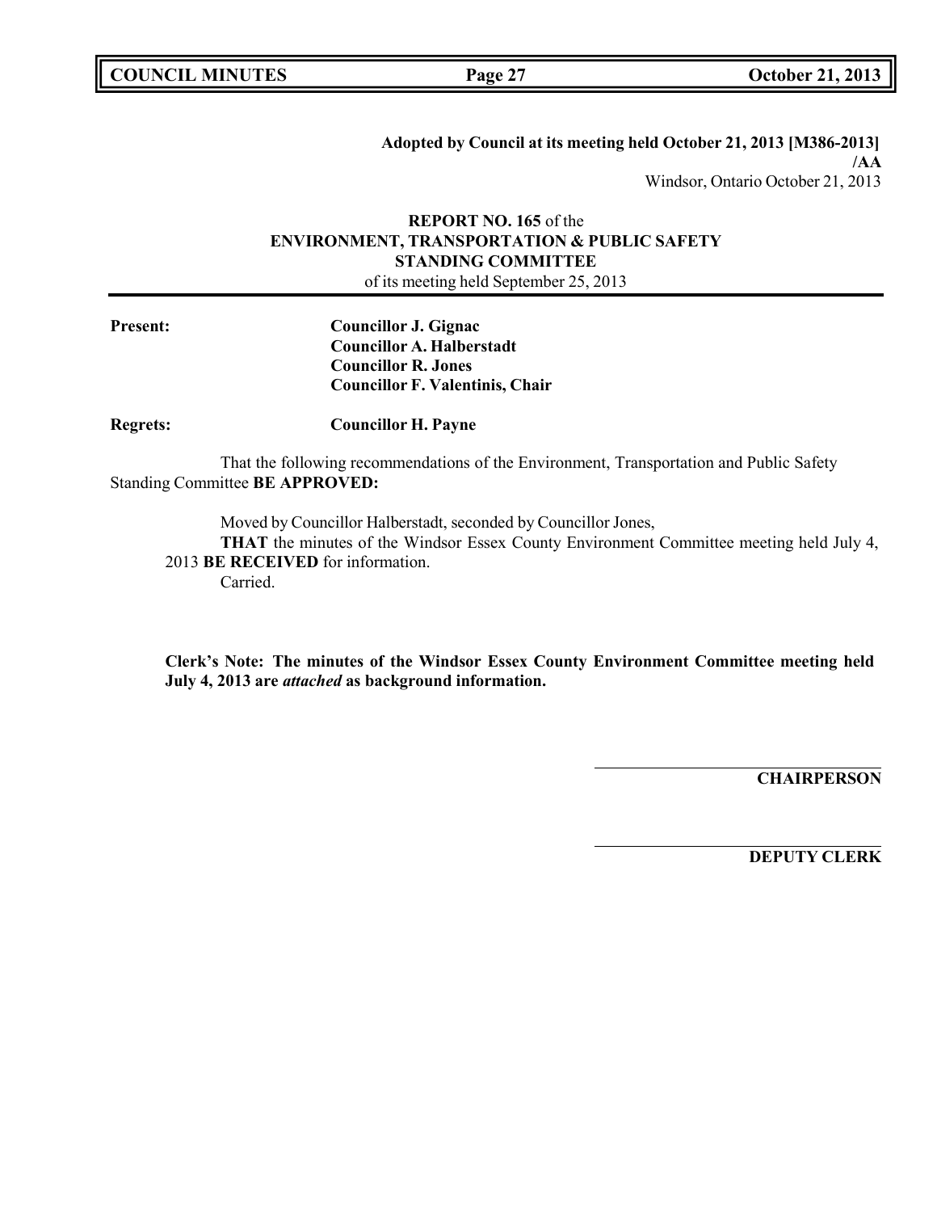**Adopted by Council at its meeting held October 21, 2013 [M386-2013]**
**/AA**
Windsor, Ontario October 21, 2013

**REPORT NO. 165** of the
**ENVIRONMENT, TRANSPORTATION & PUBLIC SAFETY STANDING COMMITTEE**
of its meeting held September 25, 2013

**Present:** **Councillor J. Gignac**
**Councillor A. Halberstadt**
**Councillor R. Jones**
**Councillor F. Valentinis, Chair**

**Regrets:** **Councillor H. Payne**

That the following recommendations of the Environment, Transportation and Public Safety Standing Committee **BE APPROVED:**

Moved by Councillor Halberstadt, seconded by Councillor Jones,
**THAT** the minutes of the Windsor Essex County Environment Committee meeting held July 4, 2013 **BE RECEIVED** for information.
Carried.

**Clerk's Note: The minutes of the Windsor Essex County Environment Committee meeting held July 4, 2013 are *attached* as background information.**

**CHAIRPERSON**

**DEPUTY CLERK**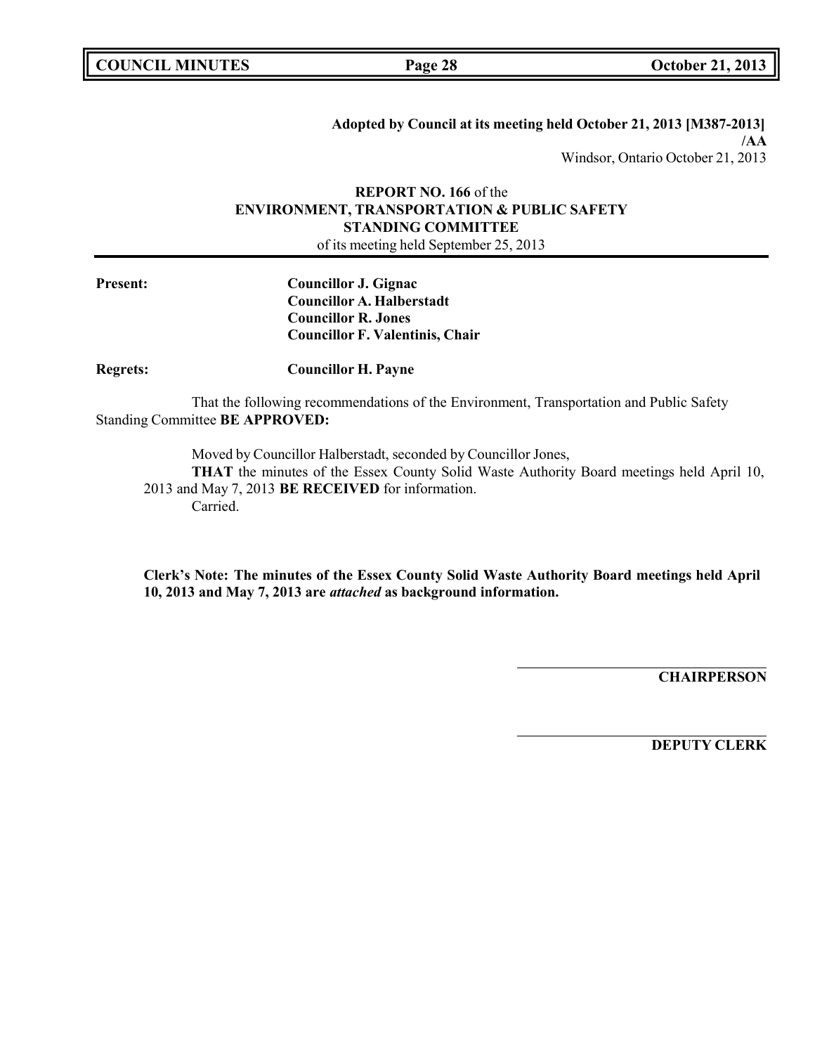**Adopted by Council at its meeting held October 21, 2013 [M387-2013]**
**/AA**
Windsor, Ontario October 21, 2013

**REPORT NO. 166** of the
**ENVIRONMENT, TRANSPORTATION & PUBLIC SAFETY STANDING COMMITTEE**
of its meeting held September 25, 2013

---

**Present:** **Councillor J. Gignac**
**Councillor A. Halberstadt**
**Councillor R. Jones**
**Councillor F. Valentinis, Chair**

**Regrets:** **Councillor H. Payne**

That the following recommendations of the Environment, Transportation and Public Safety Standing Committee **BE APPROVED:**

Moved by Councillor Halberstadt, seconded by Councillor Jones,
**THAT** the minutes of the Essex County Solid Waste Authority Board meetings held April 10, 2013 and May 7, 2013 **BE RECEIVED** for information.
Carried.

**Clerk's Note: The minutes of the Essex County Solid Waste Authority Board meetings held April 10, 2013 and May 7, 2013 are *attached* as background information.**

______________________
**CHAIRPERSON**

______________________
**DEPUTY CLERK**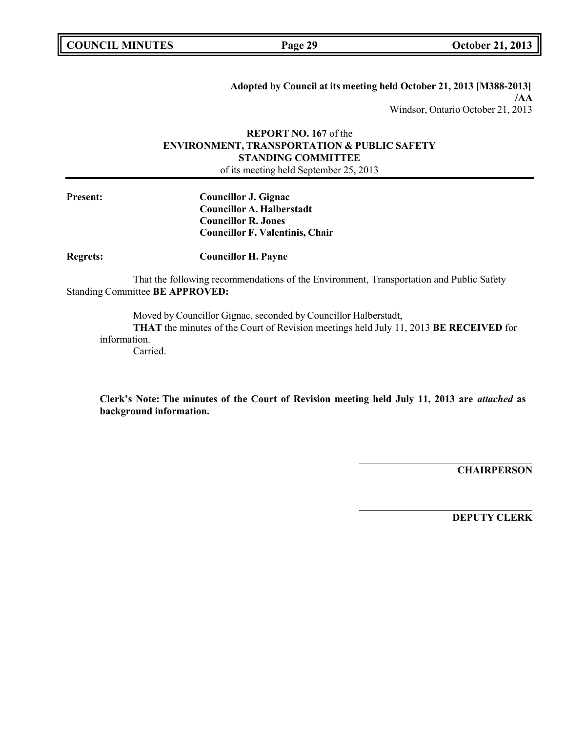**Adopted by Council at its meeting held October 21, 2013 [M388-2013]**
**/AA**
Windsor, Ontario October 21, 2013

**REPORT NO. 167** of the
**ENVIRONMENT, TRANSPORTATION & PUBLIC SAFETY**
**STANDING COMMITTEE**
of its meeting held September 25, 2013

**Present:** **Councillor J. Gignac**
**Councillor A. Halberstadt**
**Councillor R. Jones**
**Councillor F. Valentinis, Chair**

**Regrets:** **Councillor H. Payne**

That the following recommendations of the Environment, Transportation and Public Safety Standing Committee **BE APPROVED:**

Moved by Councillor Gignac, seconded by Councillor Halberstadt,
**THAT** the minutes of the Court of Revision meetings held July 11, 2013 **BE RECEIVED** for information.
Carried.

**Clerk's Note: The minutes of the Court of Revision meeting held July 11, 2013 are *attached* as background information.**

**CHAIRPERSON**

**DEPUTY CLERK**